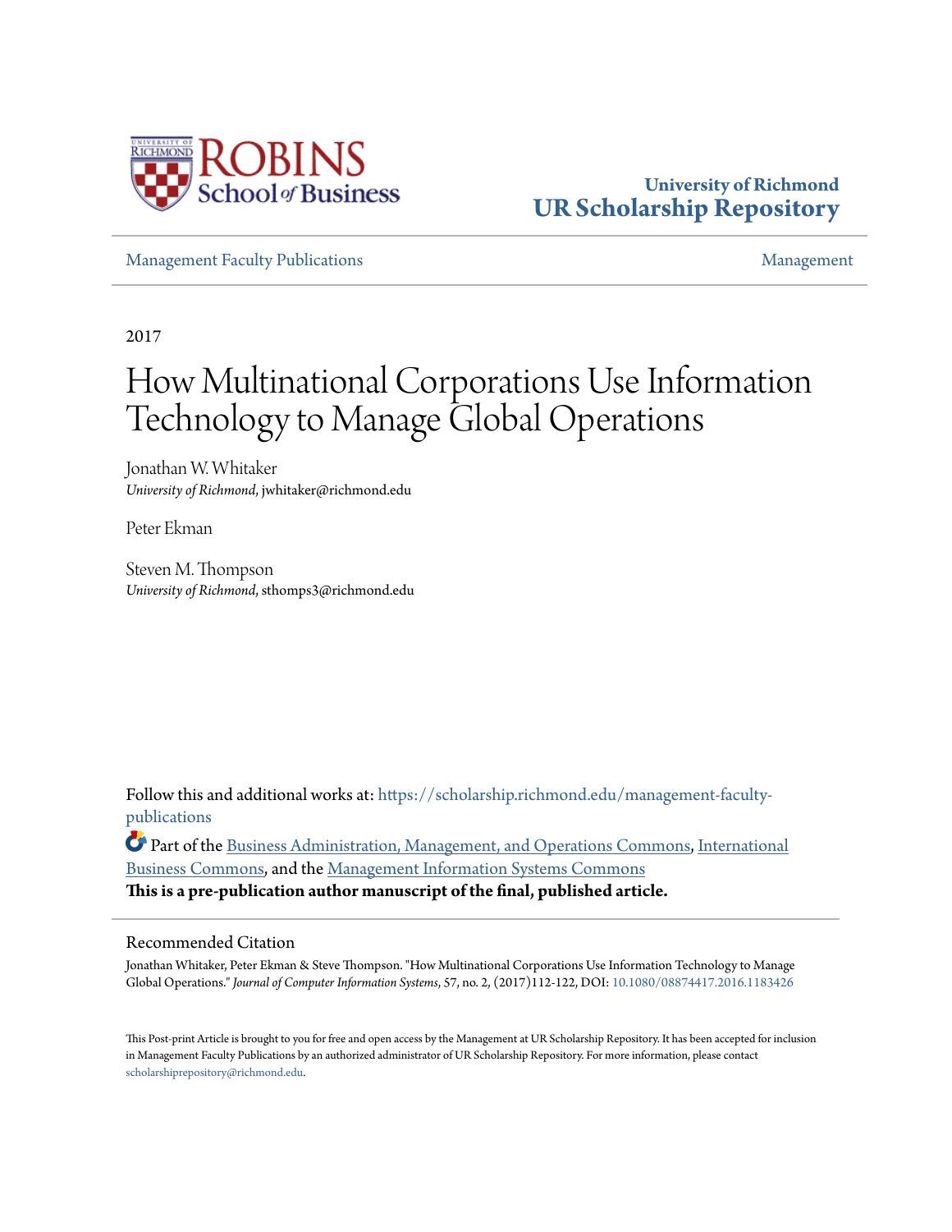University of Richmond
UR Scholarship Repository

Management Faculty Publications | Management

2017

# How Multinational Corporations Use Information Technology to Manage Global Operations

Jonathan W. Whitaker
*University of Richmond*, jwhitaker@richmond.edu

Peter Ekman

Steven M. Thompson
*University of Richmond*, sthomps3@richmond.edu

Follow this and additional works at: https://scholarship.richmond.edu/management-faculty-publications

Part of the Business Administration, Management, and Operations Commons, International Business Commons, and the Management Information Systems Commons

**This is a pre-publication author manuscript of the final, published article.**

## Recommended Citation

Jonathan Whitaker, Peter Ekman & Steve Thompson. "How Multinational Corporations Use Information Technology to Manage Global Operations." *Journal of Computer Information Systems*, 57, no. 2, (2017)112-122, DOI: 10.1080/08874417.2016.1183426

This Post-print Article is brought to you for free and open access by the Management at UR Scholarship Repository. It has been accepted for inclusion in Management Faculty Publications by an authorized administrator of UR Scholarship Repository. For more information, please contact scholarshiprepository@richmond.edu.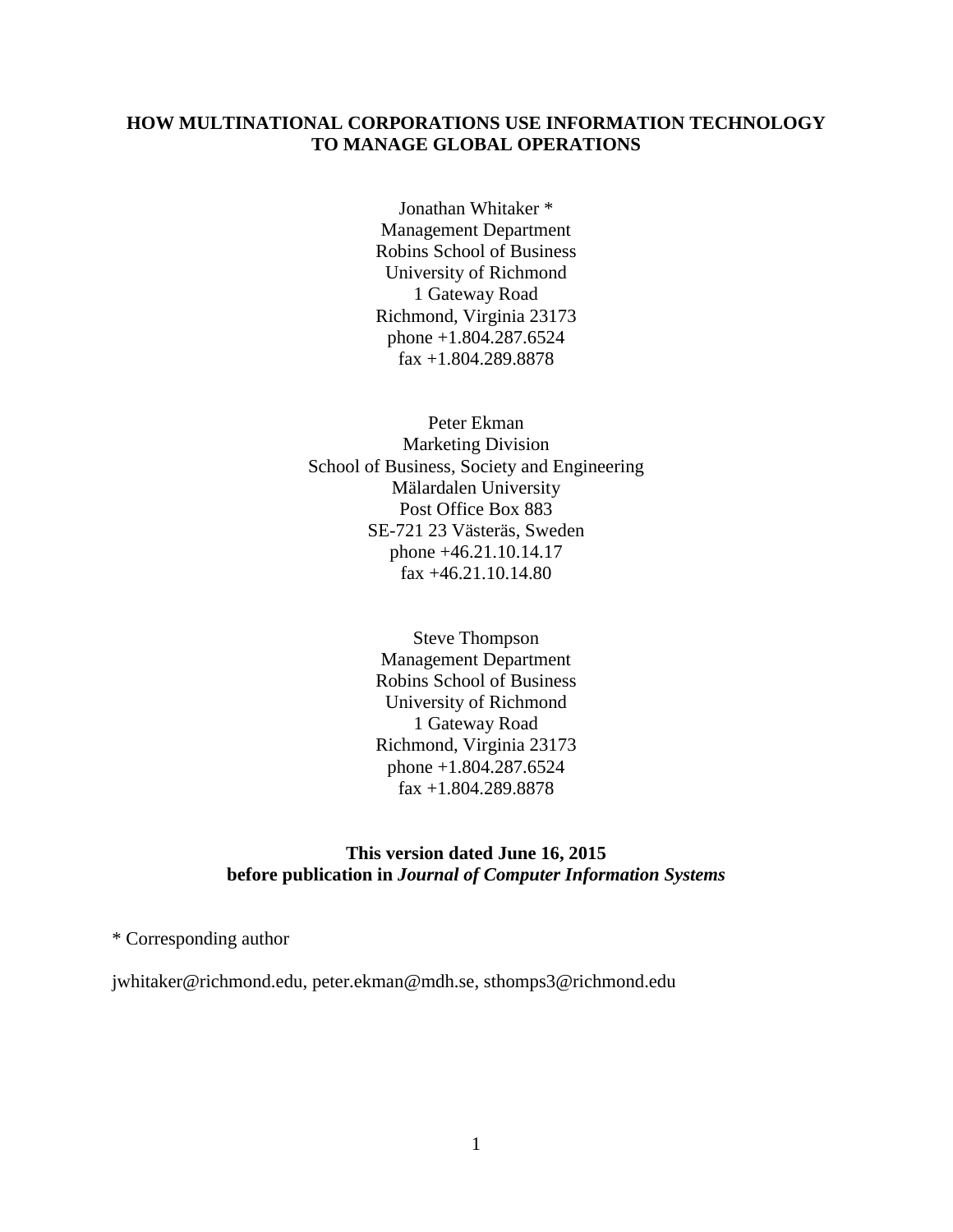# HOW MULTINATIONAL CORPORATIONS USE INFORMATION TECHNOLOGY TO MANAGE GLOBAL OPERATIONS

Jonathan Whitaker *
Management Department
Robins School of Business
University of Richmond
1 Gateway Road
Richmond, Virginia 23173
phone +1.804.287.6524
fax +1.804.289.8878

Peter Ekman
Marketing Division
School of Business, Society and Engineering
Mälardalen University
Post Office Box 883
SE-721 23 Västerås, Sweden
phone +46.21.10.14.17
fax +46.21.10.14.80

Steve Thompson
Management Department
Robins School of Business
University of Richmond
1 Gateway Road
Richmond, Virginia 23173
phone +1.804.287.6524
fax +1.804.289.8878

**This version dated June 16, 2015**
**before publication in *Journal of Computer Information Systems***

* Corresponding author

jwhitaker@richmond.edu, peter.ekman@mdh.se, sthomps3@richmond.edu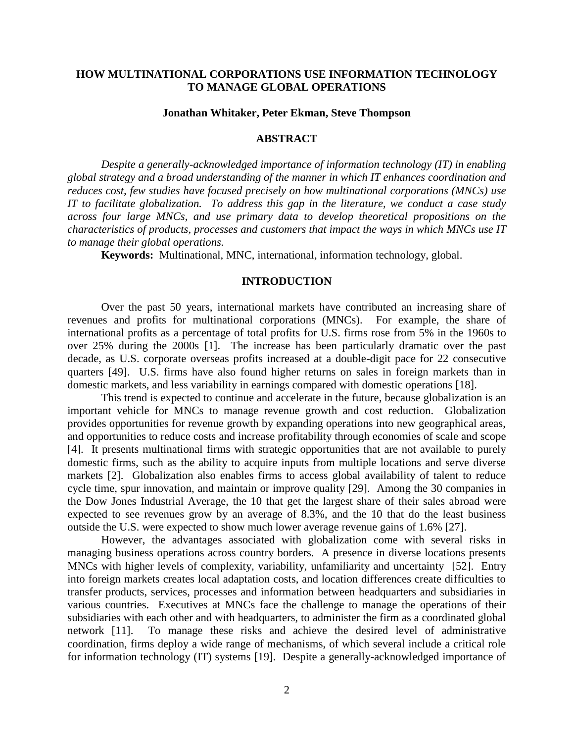# HOW MULTINATIONAL CORPORATIONS USE INFORMATION TECHNOLOGY TO MANAGE GLOBAL OPERATIONS

**Jonathan Whitaker, Peter Ekman, Steve Thompson**

## ABSTRACT

*Despite a generally-acknowledged importance of information technology (IT) in enabling global strategy and a broad understanding of the manner in which IT enhances coordination and reduces cost, few studies have focused precisely on how multinational corporations (MNCs) use IT to facilitate globalization. To address this gap in the literature, we conduct a case study across four large MNCs, and use primary data to develop theoretical propositions on the characteristics of products, processes and customers that impact the ways in which MNCs use IT to manage their global operations.*

**Keywords:** Multinational, MNC, international, information technology, global.

## INTRODUCTION

Over the past 50 years, international markets have contributed an increasing share of revenues and profits for multinational corporations (MNCs). For example, the share of international profits as a percentage of total profits for U.S. firms rose from 5% in the 1960s to over 25% during the 2000s [1]. The increase has been particularly dramatic over the past decade, as U.S. corporate overseas profits increased at a double-digit pace for 22 consecutive quarters [49]. U.S. firms have also found higher returns on sales in foreign markets than in domestic markets, and less variability in earnings compared with domestic operations [18].

This trend is expected to continue and accelerate in the future, because globalization is an important vehicle for MNCs to manage revenue growth and cost reduction. Globalization provides opportunities for revenue growth by expanding operations into new geographical areas, and opportunities to reduce costs and increase profitability through economies of scale and scope [4]. It presents multinational firms with strategic opportunities that are not available to purely domestic firms, such as the ability to acquire inputs from multiple locations and serve diverse markets [2]. Globalization also enables firms to access global availability of talent to reduce cycle time, spur innovation, and maintain or improve quality [29]. Among the 30 companies in the Dow Jones Industrial Average, the 10 that get the largest share of their sales abroad were expected to see revenues grow by an average of 8.3%, and the 10 that do the least business outside the U.S. were expected to show much lower average revenue gains of 1.6% [27].

However, the advantages associated with globalization come with several risks in managing business operations across country borders. A presence in diverse locations presents MNCs with higher levels of complexity, variability, unfamiliarity and uncertainty [52]. Entry into foreign markets creates local adaptation costs, and location differences create difficulties to transfer products, services, processes and information between headquarters and subsidiaries in various countries. Executives at MNCs face the challenge to manage the operations of their subsidiaries with each other and with headquarters, to administer the firm as a coordinated global network [11]. To manage these risks and achieve the desired level of administrative coordination, firms deploy a wide range of mechanisms, of which several include a critical role for information technology (IT) systems [19]. Despite a generally-acknowledged importance of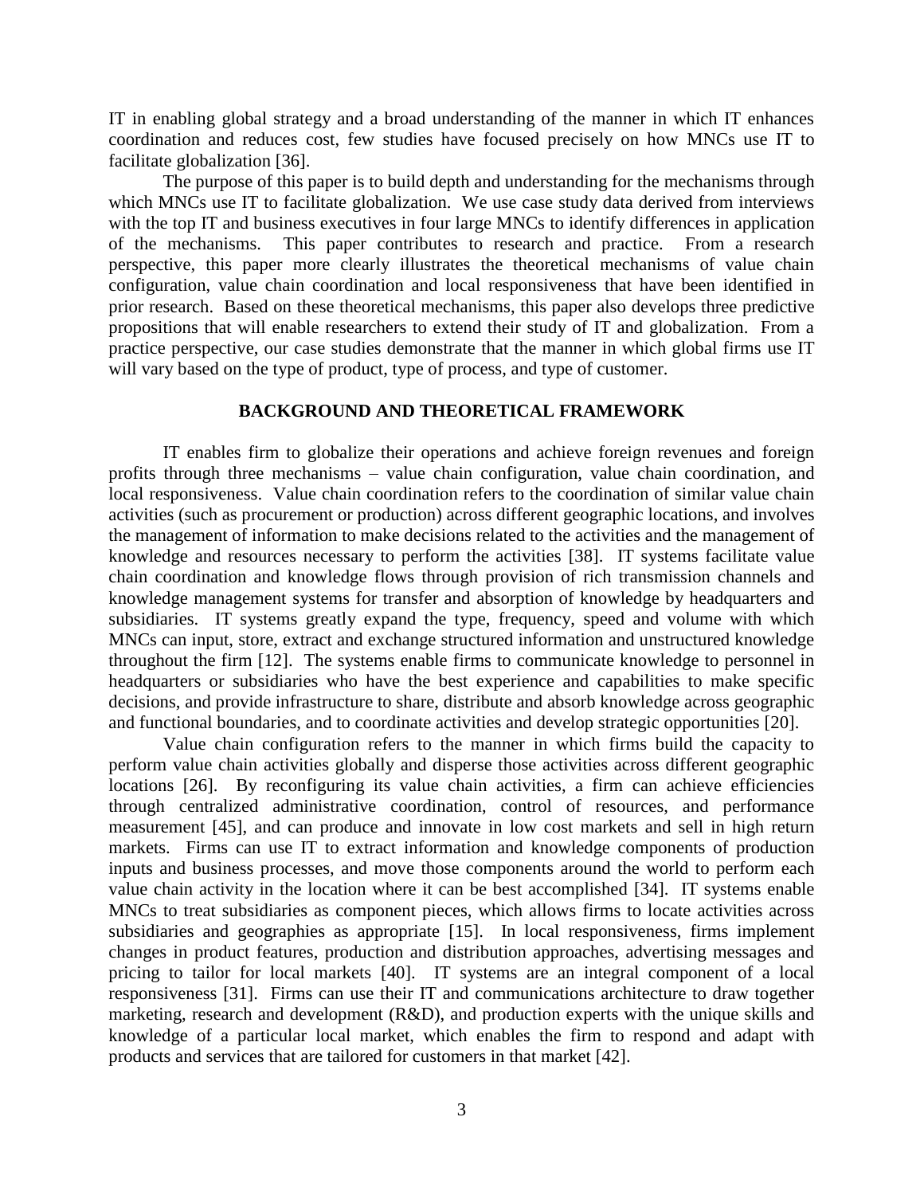IT in enabling global strategy and a broad understanding of the manner in which IT enhances coordination and reduces cost, few studies have focused precisely on how MNCs use IT to facilitate globalization [36].

The purpose of this paper is to build depth and understanding for the mechanisms through which MNCs use IT to facilitate globalization. We use case study data derived from interviews with the top IT and business executives in four large MNCs to identify differences in application of the mechanisms. This paper contributes to research and practice. From a research perspective, this paper more clearly illustrates the theoretical mechanisms of value chain configuration, value chain coordination and local responsiveness that have been identified in prior research. Based on these theoretical mechanisms, this paper also develops three predictive propositions that will enable researchers to extend their study of IT and globalization. From a practice perspective, our case studies demonstrate that the manner in which global firms use IT will vary based on the type of product, type of process, and type of customer.

## BACKGROUND AND THEORETICAL FRAMEWORK

IT enables firm to globalize their operations and achieve foreign revenues and foreign profits through three mechanisms – value chain configuration, value chain coordination, and local responsiveness. Value chain coordination refers to the coordination of similar value chain activities (such as procurement or production) across different geographic locations, and involves the management of information to make decisions related to the activities and the management of knowledge and resources necessary to perform the activities [38]. IT systems facilitate value chain coordination and knowledge flows through provision of rich transmission channels and knowledge management systems for transfer and absorption of knowledge by headquarters and subsidiaries. IT systems greatly expand the type, frequency, speed and volume with which MNCs can input, store, extract and exchange structured information and unstructured knowledge throughout the firm [12]. The systems enable firms to communicate knowledge to personnel in headquarters or subsidiaries who have the best experience and capabilities to make specific decisions, and provide infrastructure to share, distribute and absorb knowledge across geographic and functional boundaries, and to coordinate activities and develop strategic opportunities [20].

Value chain configuration refers to the manner in which firms build the capacity to perform value chain activities globally and disperse those activities across different geographic locations [26]. By reconfiguring its value chain activities, a firm can achieve efficiencies through centralized administrative coordination, control of resources, and performance measurement [45], and can produce and innovate in low cost markets and sell in high return markets. Firms can use IT to extract information and knowledge components of production inputs and business processes, and move those components around the world to perform each value chain activity in the location where it can be best accomplished [34]. IT systems enable MNCs to treat subsidiaries as component pieces, which allows firms to locate activities across subsidiaries and geographies as appropriate [15]. In local responsiveness, firms implement changes in product features, production and distribution approaches, advertising messages and pricing to tailor for local markets [40]. IT systems are an integral component of a local responsiveness [31]. Firms can use their IT and communications architecture to draw together marketing, research and development (R&D), and production experts with the unique skills and knowledge of a particular local market, which enables the firm to respond and adapt with products and services that are tailored for customers in that market [42].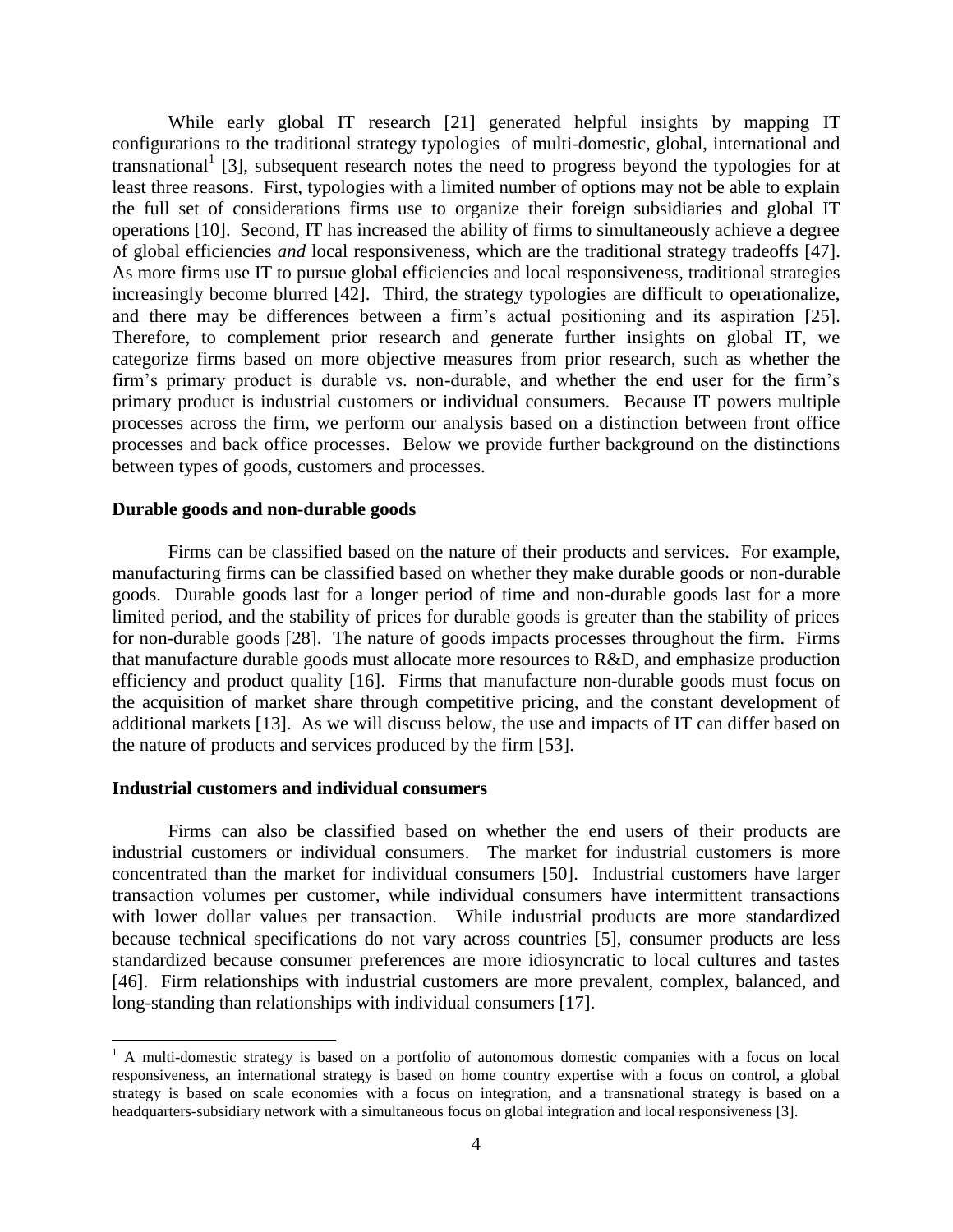While early global IT research [21] generated helpful insights by mapping IT configurations to the traditional strategy typologies of multi-domestic, global, international and transnational[1] [3], subsequent research notes the need to progress beyond the typologies for at least three reasons. First, typologies with a limited number of options may not be able to explain the full set of considerations firms use to organize their foreign subsidiaries and global IT operations [10]. Second, IT has increased the ability of firms to simultaneously achieve a degree of global efficiencies *and* local responsiveness, which are the traditional strategy tradeoffs [47]. As more firms use IT to pursue global efficiencies and local responsiveness, traditional strategies increasingly become blurred [42]. Third, the strategy typologies are difficult to operationalize, and there may be differences between a firm's actual positioning and its aspiration [25]. Therefore, to complement prior research and generate further insights on global IT, we categorize firms based on more objective measures from prior research, such as whether the firm's primary product is durable vs. non-durable, and whether the end user for the firm's primary product is industrial customers or individual consumers. Because IT powers multiple processes across the firm, we perform our analysis based on a distinction between front office processes and back office processes. Below we provide further background on the distinctions between types of goods, customers and processes.

**Durable goods and non-durable goods**

Firms can be classified based on the nature of their products and services. For example, manufacturing firms can be classified based on whether they make durable goods or non-durable goods. Durable goods last for a longer period of time and non-durable goods last for a more limited period, and the stability of prices for durable goods is greater than the stability of prices for non-durable goods [28]. The nature of goods impacts processes throughout the firm. Firms that manufacture durable goods must allocate more resources to R&D, and emphasize production efficiency and product quality [16]. Firms that manufacture non-durable goods must focus on the acquisition of market share through competitive pricing, and the constant development of additional markets [13]. As we will discuss below, the use and impacts of IT can differ based on the nature of products and services produced by the firm [53].

**Industrial customers and individual consumers**

Firms can also be classified based on whether the end users of their products are industrial customers or individual consumers. The market for industrial customers is more concentrated than the market for individual consumers [50]. Industrial customers have larger transaction volumes per customer, while individual consumers have intermittent transactions with lower dollar values per transaction. While industrial products are more standardized because technical specifications do not vary across countries [5], consumer products are less standardized because consumer preferences are more idiosyncratic to local cultures and tastes [46]. Firm relationships with industrial customers are more prevalent, complex, balanced, and long-standing than relationships with individual consumers [17].

[1] A multi-domestic strategy is based on a portfolio of autonomous domestic companies with a focus on local responsiveness, an international strategy is based on home country expertise with a focus on control, a global strategy is based on scale economies with a focus on integration, and a transnational strategy is based on a headquarters-subsidiary network with a simultaneous focus on global integration and local responsiveness [3].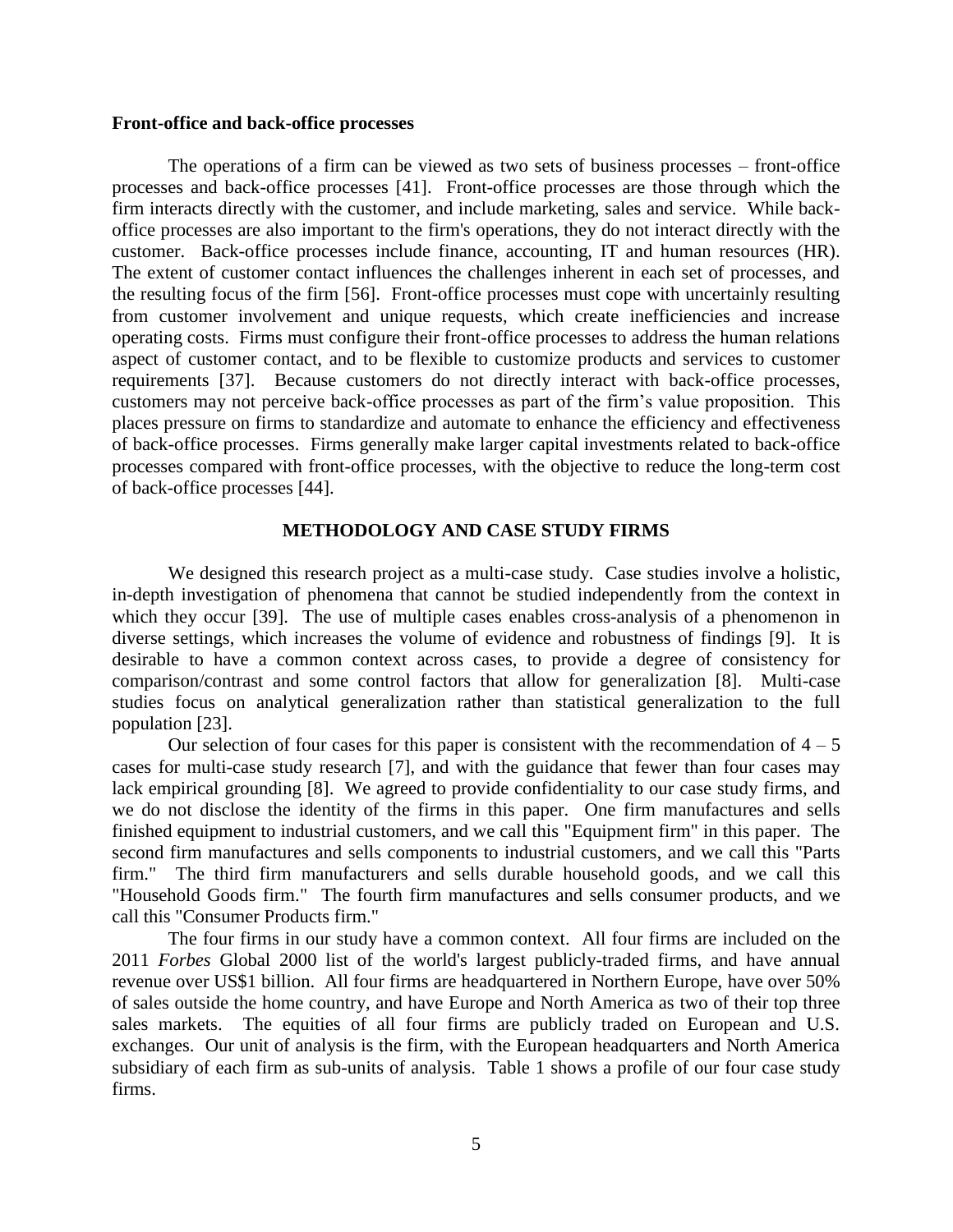**Front-office and back-office processes**

The operations of a firm can be viewed as two sets of business processes – front-office processes and back-office processes [41]. Front-office processes are those through which the firm interacts directly with the customer, and include marketing, sales and service. While back-office processes are also important to the firm's operations, they do not interact directly with the customer. Back-office processes include finance, accounting, IT and human resources (HR). The extent of customer contact influences the challenges inherent in each set of processes, and the resulting focus of the firm [56]. Front-office processes must cope with uncertainly resulting from customer involvement and unique requests, which create inefficiencies and increase operating costs. Firms must configure their front-office processes to address the human relations aspect of customer contact, and to be flexible to customize products and services to customer requirements [37]. Because customers do not directly interact with back-office processes, customers may not perceive back-office processes as part of the firm's value proposition. This places pressure on firms to standardize and automate to enhance the efficiency and effectiveness of back-office processes. Firms generally make larger capital investments related to back-office processes compared with front-office processes, with the objective to reduce the long-term cost of back-office processes [44].

## METHODOLOGY AND CASE STUDY FIRMS

We designed this research project as a multi-case study. Case studies involve a holistic, in-depth investigation of phenomena that cannot be studied independently from the context in which they occur [39]. The use of multiple cases enables cross-analysis of a phenomenon in diverse settings, which increases the volume of evidence and robustness of findings [9]. It is desirable to have a common context across cases, to provide a degree of consistency for comparison/contrast and some control factors that allow for generalization [8]. Multi-case studies focus on analytical generalization rather than statistical generalization to the full population [23].

Our selection of four cases for this paper is consistent with the recommendation of 4 – 5 cases for multi-case study research [7], and with the guidance that fewer than four cases may lack empirical grounding [8]. We agreed to provide confidentiality to our case study firms, and we do not disclose the identity of the firms in this paper. One firm manufactures and sells finished equipment to industrial customers, and we call this "Equipment firm" in this paper. The second firm manufactures and sells components to industrial customers, and we call this "Parts firm." The third firm manufacturers and sells durable household goods, and we call this "Household Goods firm." The fourth firm manufactures and sells consumer products, and we call this "Consumer Products firm."

The four firms in our study have a common context. All four firms are included on the 2011 *Forbes* Global 2000 list of the world's largest publicly-traded firms, and have annual revenue over US$1 billion. All four firms are headquartered in Northern Europe, have over 50% of sales outside the home country, and have Europe and North America as two of their top three sales markets. The equities of all four firms are publicly traded on European and U.S. exchanges. Our unit of analysis is the firm, with the European headquarters and North America subsidiary of each firm as sub-units of analysis. Table 1 shows a profile of our four case study firms.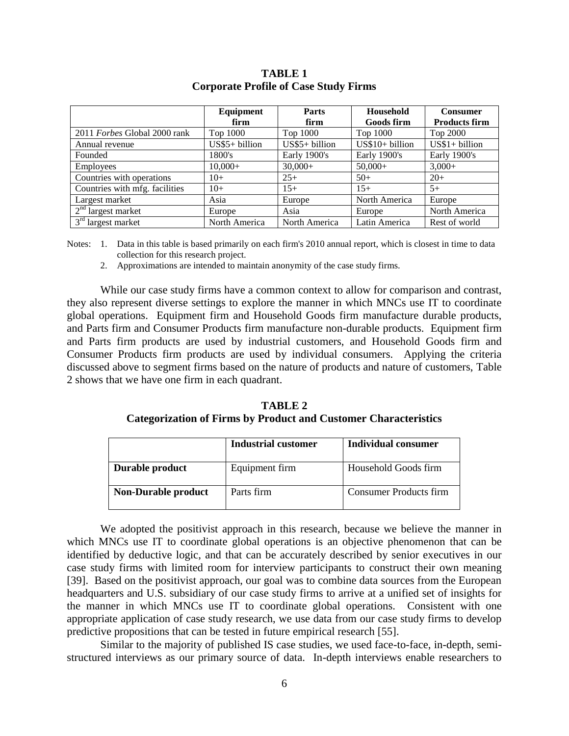**TABLE 1**
**Corporate Profile of Case Study Firms**

| | Equipment firm | Parts firm | Household Goods firm | Consumer Products firm |
|---|---|---|---|---|
| 2011 *Forbes* Global 2000 rank | Top 1000 | Top 1000 | Top 1000 | Top 2000 |
| Annual revenue | US$5+ billion | US$5+ billion | US$10+ billion | US$1+ billion |
| Founded | 1800's | Early 1900's | Early 1900's | Early 1900's |
| Employees | 10,000+ | 30,000+ | 50,000+ | 3,000+ |
| Countries with operations | 10+ | 25+ | 50+ | 20+ |
| Countries with mfg. facilities | 10+ | 15+ | 15+ | 5+ |
| Largest market | Asia | Europe | North America | Europe |
| 2nd largest market | Europe | Asia | Europe | North America |
| 3rd largest market | North America | North America | Latin America | Rest of world |

Notes: 1. Data in this table is based primarily on each firm's 2010 annual report, which is closest in time to data collection for this research project.

2. Approximations are intended to maintain anonymity of the case study firms.

While our case study firms have a common context to allow for comparison and contrast, they also represent diverse settings to explore the manner in which MNCs use IT to coordinate global operations. Equipment firm and Household Goods firm manufacture durable products, and Parts firm and Consumer Products firm manufacture non-durable products. Equipment firm and Parts firm products are used by industrial customers, and Household Goods firm and Consumer Products firm products are used by individual consumers. Applying the criteria discussed above to segment firms based on the nature of products and nature of customers, Table 2 shows that we have one firm in each quadrant.

**TABLE 2**
**Categorization of Firms by Product and Customer Characteristics**

| | Industrial customer | Individual consumer |
|---|---|---|
| **Durable product** | Equipment firm | Household Goods firm |
| **Non-Durable product** | Parts firm | Consumer Products firm |

We adopted the positivist approach in this research, because we believe the manner in which MNCs use IT to coordinate global operations is an objective phenomenon that can be identified by deductive logic, and that can be accurately described by senior executives in our case study firms with limited room for interview participants to construct their own meaning [39]. Based on the positivist approach, our goal was to combine data sources from the European headquarters and U.S. subsidiary of our case study firms to arrive at a unified set of insights for the manner in which MNCs use IT to coordinate global operations. Consistent with one appropriate application of case study research, we use data from our case study firms to develop predictive propositions that can be tested in future empirical research [55].

Similar to the majority of published IS case studies, we used face-to-face, in-depth, semi-structured interviews as our primary source of data. In-depth interviews enable researchers to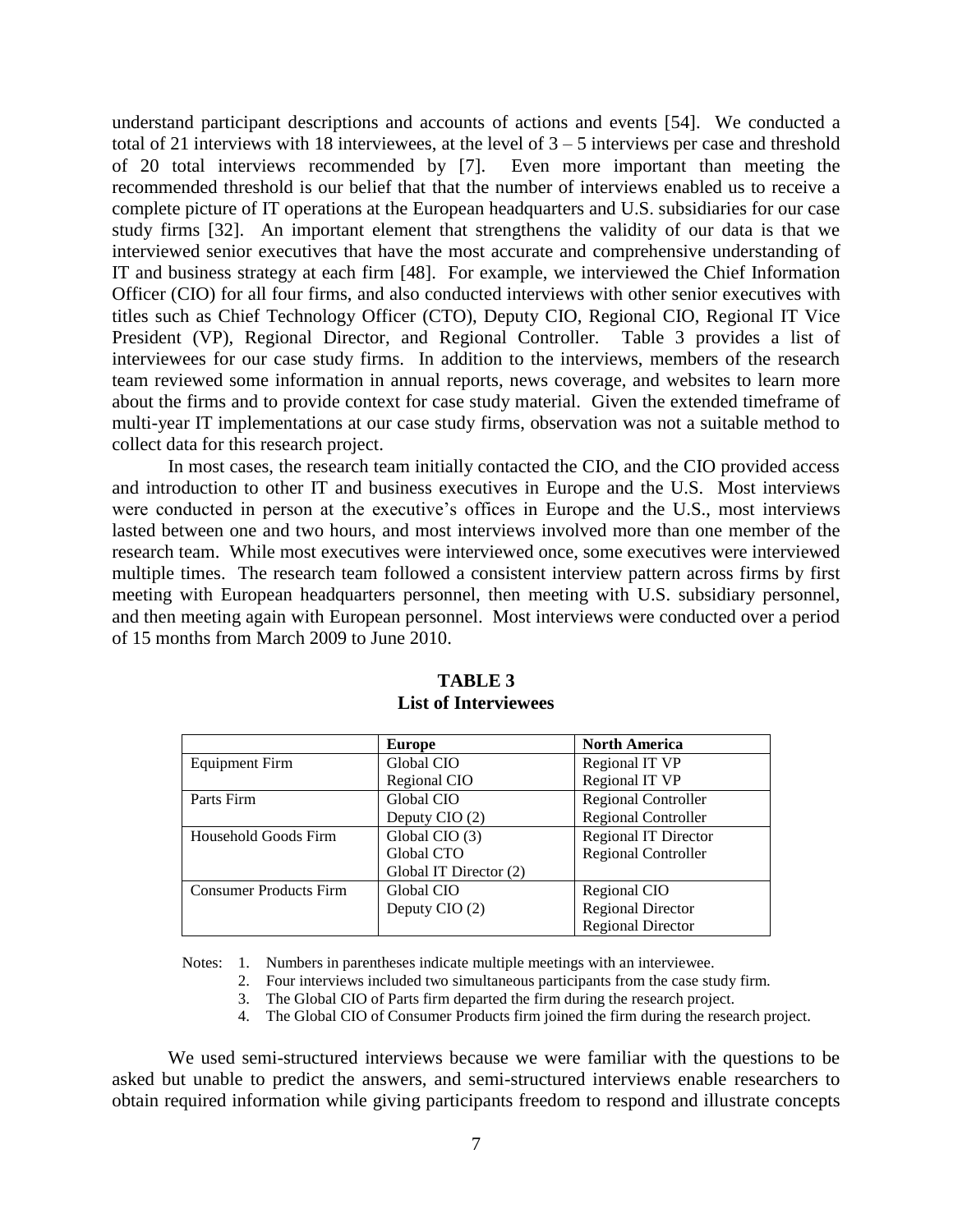understand participant descriptions and accounts of actions and events [54]. We conducted a total of 21 interviews with 18 interviewees, at the level of 3 – 5 interviews per case and threshold of 20 total interviews recommended by [7]. Even more important than meeting the recommended threshold is our belief that that the number of interviews enabled us to receive a complete picture of IT operations at the European headquarters and U.S. subsidiaries for our case study firms [32]. An important element that strengthens the validity of our data is that we interviewed senior executives that have the most accurate and comprehensive understanding of IT and business strategy at each firm [48]. For example, we interviewed the Chief Information Officer (CIO) for all four firms, and also conducted interviews with other senior executives with titles such as Chief Technology Officer (CTO), Deputy CIO, Regional CIO, Regional IT Vice President (VP), Regional Director, and Regional Controller. Table 3 provides a list of interviewees for our case study firms. In addition to the interviews, members of the research team reviewed some information in annual reports, news coverage, and websites to learn more about the firms and to provide context for case study material. Given the extended timeframe of multi-year IT implementations at our case study firms, observation was not a suitable method to collect data for this research project.

In most cases, the research team initially contacted the CIO, and the CIO provided access and introduction to other IT and business executives in Europe and the U.S. Most interviews were conducted in person at the executive's offices in Europe and the U.S., most interviews lasted between one and two hours, and most interviews involved more than one member of the research team. While most executives were interviewed once, some executives were interviewed multiple times. The research team followed a consistent interview pattern across firms by first meeting with European headquarters personnel, then meeting with U.S. subsidiary personnel, and then meeting again with European personnel. Most interviews were conducted over a period of 15 months from March 2009 to June 2010.

**TABLE 3**
**List of Interviewees**

| | **Europe** | **North America** |
|---|---|---|
| Equipment Firm | Global CIO<br>Regional CIO | Regional IT VP<br>Regional IT VP |
| Parts Firm | Global CIO<br>Deputy CIO (2) | Regional Controller<br>Regional Controller |
| Household Goods Firm | Global CIO (3)<br>Global CTO<br>Global IT Director (2) | Regional IT Director<br>Regional Controller |
| Consumer Products Firm | Global CIO<br>Deputy CIO (2) | Regional CIO<br>Regional Director<br>Regional Director |

Notes: 1. Numbers in parentheses indicate multiple meetings with an interviewee.
2. Four interviews included two simultaneous participants from the case study firm.
3. The Global CIO of Parts firm departed the firm during the research project.
4. The Global CIO of Consumer Products firm joined the firm during the research project.

We used semi-structured interviews because we were familiar with the questions to be asked but unable to predict the answers, and semi-structured interviews enable researchers to obtain required information while giving participants freedom to respond and illustrate concepts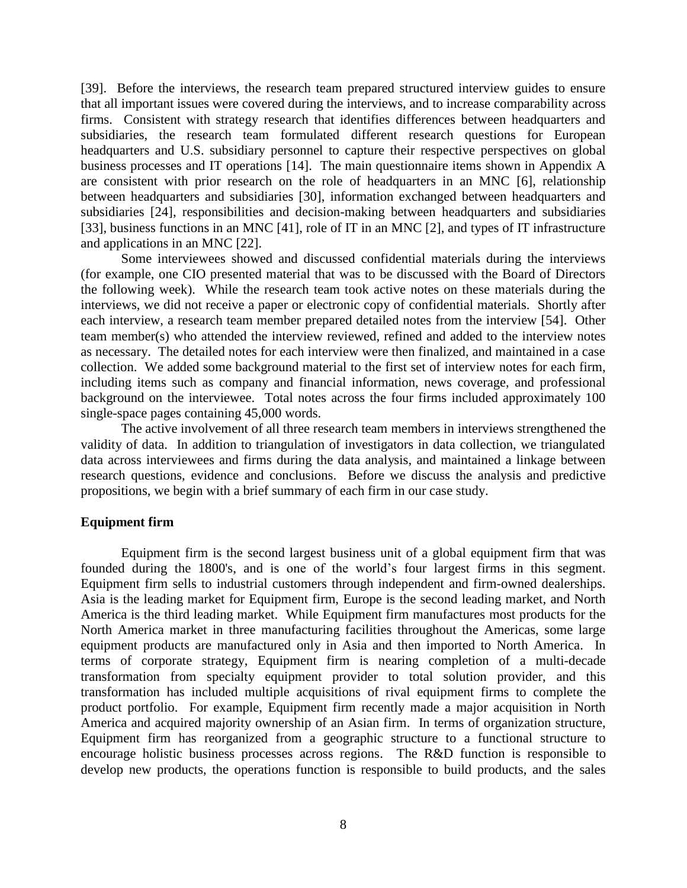[39]. Before the interviews, the research team prepared structured interview guides to ensure that all important issues were covered during the interviews, and to increase comparability across firms. Consistent with strategy research that identifies differences between headquarters and subsidiaries, the research team formulated different research questions for European headquarters and U.S. subsidiary personnel to capture their respective perspectives on global business processes and IT operations [14]. The main questionnaire items shown in Appendix A are consistent with prior research on the role of headquarters in an MNC [6], relationship between headquarters and subsidiaries [30], information exchanged between headquarters and subsidiaries [24], responsibilities and decision-making between headquarters and subsidiaries [33], business functions in an MNC [41], role of IT in an MNC [2], and types of IT infrastructure and applications in an MNC [22].

Some interviewees showed and discussed confidential materials during the interviews (for example, one CIO presented material that was to be discussed with the Board of Directors the following week). While the research team took active notes on these materials during the interviews, we did not receive a paper or electronic copy of confidential materials. Shortly after each interview, a research team member prepared detailed notes from the interview [54]. Other team member(s) who attended the interview reviewed, refined and added to the interview notes as necessary. The detailed notes for each interview were then finalized, and maintained in a case collection. We added some background material to the first set of interview notes for each firm, including items such as company and financial information, news coverage, and professional background on the interviewee. Total notes across the four firms included approximately 100 single-space pages containing 45,000 words.

The active involvement of all three research team members in interviews strengthened the validity of data. In addition to triangulation of investigators in data collection, we triangulated data across interviewees and firms during the data analysis, and maintained a linkage between research questions, evidence and conclusions. Before we discuss the analysis and predictive propositions, we begin with a brief summary of each firm in our case study.

### Equipment firm

Equipment firm is the second largest business unit of a global equipment firm that was founded during the 1800's, and is one of the world's four largest firms in this segment. Equipment firm sells to industrial customers through independent and firm-owned dealerships. Asia is the leading market for Equipment firm, Europe is the second leading market, and North America is the third leading market. While Equipment firm manufactures most products for the North America market in three manufacturing facilities throughout the Americas, some large equipment products are manufactured only in Asia and then imported to North America. In terms of corporate strategy, Equipment firm is nearing completion of a multi-decade transformation from specialty equipment provider to total solution provider, and this transformation has included multiple acquisitions of rival equipment firms to complete the product portfolio. For example, Equipment firm recently made a major acquisition in North America and acquired majority ownership of an Asian firm. In terms of organization structure, Equipment firm has reorganized from a geographic structure to a functional structure to encourage holistic business processes across regions. The R&D function is responsible to develop new products, the operations function is responsible to build products, and the sales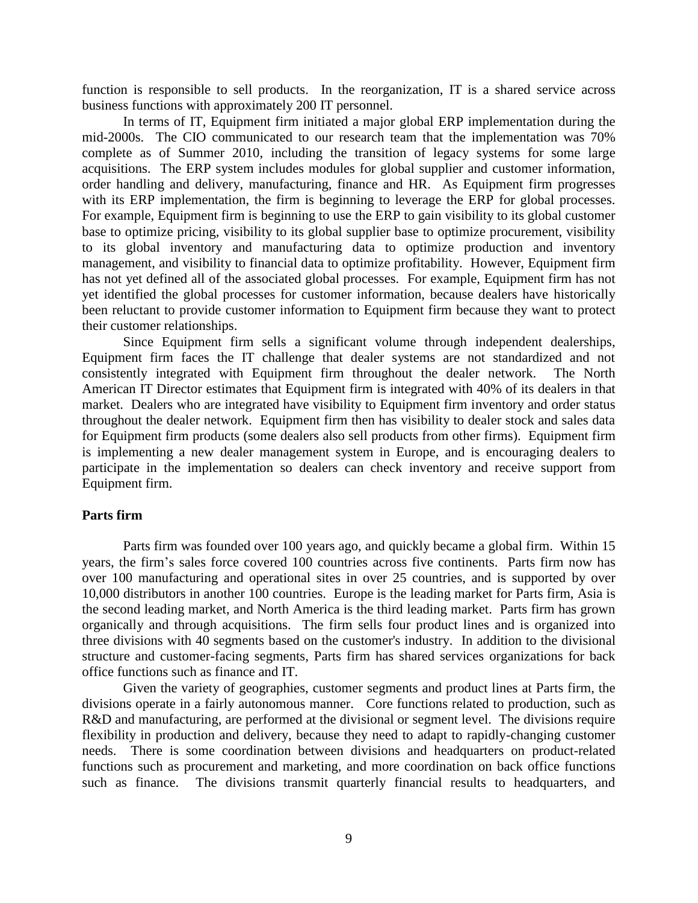function is responsible to sell products. In the reorganization, IT is a shared service across business functions with approximately 200 IT personnel.

In terms of IT, Equipment firm initiated a major global ERP implementation during the mid-2000s. The CIO communicated to our research team that the implementation was 70% complete as of Summer 2010, including the transition of legacy systems for some large acquisitions. The ERP system includes modules for global supplier and customer information, order handling and delivery, manufacturing, finance and HR. As Equipment firm progresses with its ERP implementation, the firm is beginning to leverage the ERP for global processes. For example, Equipment firm is beginning to use the ERP to gain visibility to its global customer base to optimize pricing, visibility to its global supplier base to optimize procurement, visibility to its global inventory and manufacturing data to optimize production and inventory management, and visibility to financial data to optimize profitability. However, Equipment firm has not yet defined all of the associated global processes. For example, Equipment firm has not yet identified the global processes for customer information, because dealers have historically been reluctant to provide customer information to Equipment firm because they want to protect their customer relationships.

Since Equipment firm sells a significant volume through independent dealerships, Equipment firm faces the IT challenge that dealer systems are not standardized and not consistently integrated with Equipment firm throughout the dealer network. The North American IT Director estimates that Equipment firm is integrated with 40% of its dealers in that market. Dealers who are integrated have visibility to Equipment firm inventory and order status throughout the dealer network. Equipment firm then has visibility to dealer stock and sales data for Equipment firm products (some dealers also sell products from other firms). Equipment firm is implementing a new dealer management system in Europe, and is encouraging dealers to participate in the implementation so dealers can check inventory and receive support from Equipment firm.

**Parts firm**

Parts firm was founded over 100 years ago, and quickly became a global firm. Within 15 years, the firm's sales force covered 100 countries across five continents. Parts firm now has over 100 manufacturing and operational sites in over 25 countries, and is supported by over 10,000 distributors in another 100 countries. Europe is the leading market for Parts firm, Asia is the second leading market, and North America is the third leading market. Parts firm has grown organically and through acquisitions. The firm sells four product lines and is organized into three divisions with 40 segments based on the customer's industry. In addition to the divisional structure and customer-facing segments, Parts firm has shared services organizations for back office functions such as finance and IT.

Given the variety of geographies, customer segments and product lines at Parts firm, the divisions operate in a fairly autonomous manner. Core functions related to production, such as R&D and manufacturing, are performed at the divisional or segment level. The divisions require flexibility in production and delivery, because they need to adapt to rapidly-changing customer needs. There is some coordination between divisions and headquarters on product-related functions such as procurement and marketing, and more coordination on back office functions such as finance. The divisions transmit quarterly financial results to headquarters, and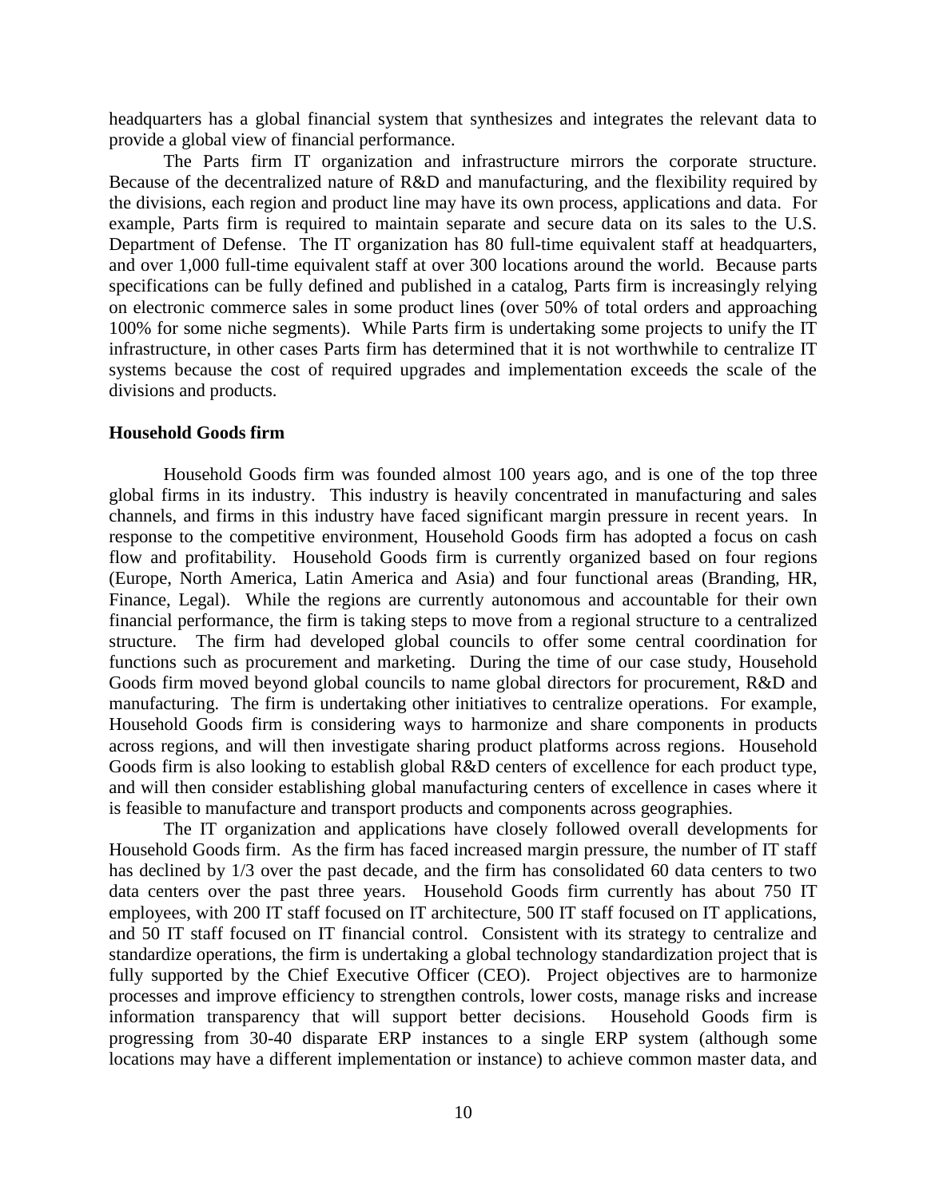headquarters has a global financial system that synthesizes and integrates the relevant data to provide a global view of financial performance.

The Parts firm IT organization and infrastructure mirrors the corporate structure. Because of the decentralized nature of R&D and manufacturing, and the flexibility required by the divisions, each region and product line may have its own process, applications and data. For example, Parts firm is required to maintain separate and secure data on its sales to the U.S. Department of Defense. The IT organization has 80 full-time equivalent staff at headquarters, and over 1,000 full-time equivalent staff at over 300 locations around the world. Because parts specifications can be fully defined and published in a catalog, Parts firm is increasingly relying on electronic commerce sales in some product lines (over 50% of total orders and approaching 100% for some niche segments). While Parts firm is undertaking some projects to unify the IT infrastructure, in other cases Parts firm has determined that it is not worthwhile to centralize IT systems because the cost of required upgrades and implementation exceeds the scale of the divisions and products.

**Household Goods firm**

Household Goods firm was founded almost 100 years ago, and is one of the top three global firms in its industry. This industry is heavily concentrated in manufacturing and sales channels, and firms in this industry have faced significant margin pressure in recent years. In response to the competitive environment, Household Goods firm has adopted a focus on cash flow and profitability. Household Goods firm is currently organized based on four regions (Europe, North America, Latin America and Asia) and four functional areas (Branding, HR, Finance, Legal). While the regions are currently autonomous and accountable for their own financial performance, the firm is taking steps to move from a regional structure to a centralized structure. The firm had developed global councils to offer some central coordination for functions such as procurement and marketing. During the time of our case study, Household Goods firm moved beyond global councils to name global directors for procurement, R&D and manufacturing. The firm is undertaking other initiatives to centralize operations. For example, Household Goods firm is considering ways to harmonize and share components in products across regions, and will then investigate sharing product platforms across regions. Household Goods firm is also looking to establish global R&D centers of excellence for each product type, and will then consider establishing global manufacturing centers of excellence in cases where it is feasible to manufacture and transport products and components across geographies.

The IT organization and applications have closely followed overall developments for Household Goods firm. As the firm has faced increased margin pressure, the number of IT staff has declined by 1/3 over the past decade, and the firm has consolidated 60 data centers to two data centers over the past three years. Household Goods firm currently has about 750 IT employees, with 200 IT staff focused on IT architecture, 500 IT staff focused on IT applications, and 50 IT staff focused on IT financial control. Consistent with its strategy to centralize and standardize operations, the firm is undertaking a global technology standardization project that is fully supported by the Chief Executive Officer (CEO). Project objectives are to harmonize processes and improve efficiency to strengthen controls, lower costs, manage risks and increase information transparency that will support better decisions. Household Goods firm is progressing from 30-40 disparate ERP instances to a single ERP system (although some locations may have a different implementation or instance) to achieve common master data, and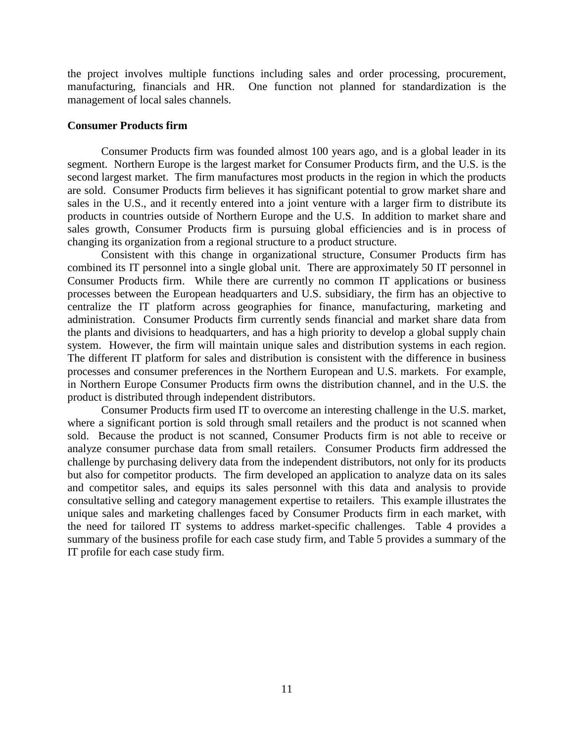the project involves multiple functions including sales and order processing, procurement, manufacturing, financials and HR. One function not planned for standardization is the management of local sales channels.

**Consumer Products firm**

Consumer Products firm was founded almost 100 years ago, and is a global leader in its segment. Northern Europe is the largest market for Consumer Products firm, and the U.S. is the second largest market. The firm manufactures most products in the region in which the products are sold. Consumer Products firm believes it has significant potential to grow market share and sales in the U.S., and it recently entered into a joint venture with a larger firm to distribute its products in countries outside of Northern Europe and the U.S. In addition to market share and sales growth, Consumer Products firm is pursuing global efficiencies and is in process of changing its organization from a regional structure to a product structure.

Consistent with this change in organizational structure, Consumer Products firm has combined its IT personnel into a single global unit. There are approximately 50 IT personnel in Consumer Products firm. While there are currently no common IT applications or business processes between the European headquarters and U.S. subsidiary, the firm has an objective to centralize the IT platform across geographies for finance, manufacturing, marketing and administration. Consumer Products firm currently sends financial and market share data from the plants and divisions to headquarters, and has a high priority to develop a global supply chain system. However, the firm will maintain unique sales and distribution systems in each region. The different IT platform for sales and distribution is consistent with the difference in business processes and consumer preferences in the Northern European and U.S. markets. For example, in Northern Europe Consumer Products firm owns the distribution channel, and in the U.S. the product is distributed through independent distributors.

Consumer Products firm used IT to overcome an interesting challenge in the U.S. market, where a significant portion is sold through small retailers and the product is not scanned when sold. Because the product is not scanned, Consumer Products firm is not able to receive or analyze consumer purchase data from small retailers. Consumer Products firm addressed the challenge by purchasing delivery data from the independent distributors, not only for its products but also for competitor products. The firm developed an application to analyze data on its sales and competitor sales, and equips its sales personnel with this data and analysis to provide consultative selling and category management expertise to retailers. This example illustrates the unique sales and marketing challenges faced by Consumer Products firm in each market, with the need for tailored IT systems to address market-specific challenges. Table 4 provides a summary of the business profile for each case study firm, and Table 5 provides a summary of the IT profile for each case study firm.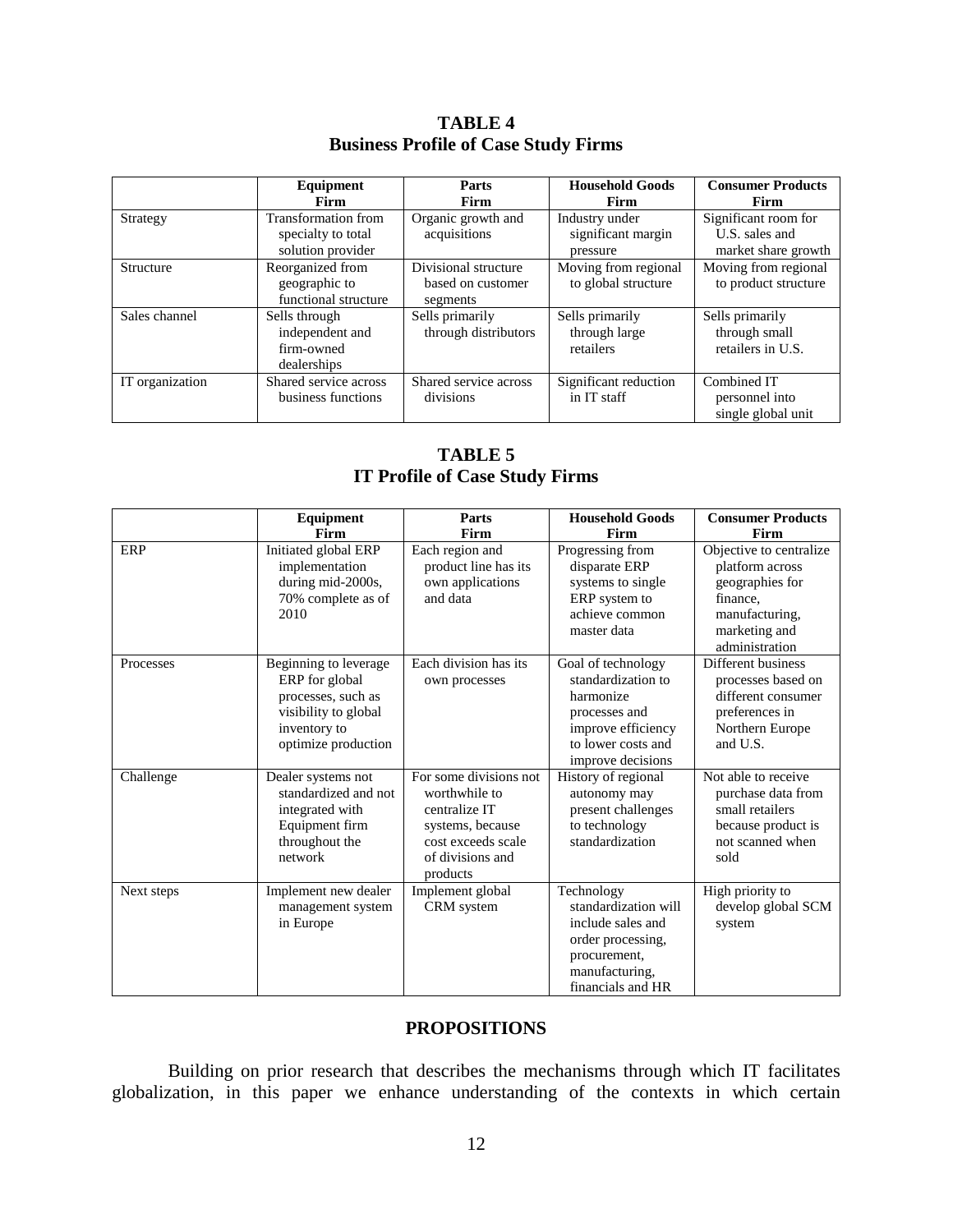**TABLE 4**
**Business Profile of Case Study Firms**

| | Equipment Firm | Parts Firm | Household Goods Firm | Consumer Products Firm |
|---|---|---|---|---|
| Strategy | Transformation from specialty to total solution provider | Organic growth and acquisitions | Industry under significant margin pressure | Significant room for U.S. sales and market share growth |
| Structure | Reorganized from geographic to functional structure | Divisional structure based on customer segments | Moving from regional to global structure | Moving from regional to product structure |
| Sales channel | Sells through independent and firm-owned dealerships | Sells primarily through distributors | Sells primarily through large retailers | Sells primarily through small retailers in U.S. |
| IT organization | Shared service across business functions | Shared service across divisions | Significant reduction in IT staff | Combined IT personnel into single global unit |

**TABLE 5**
**IT Profile of Case Study Firms**

| | Equipment Firm | Parts Firm | Household Goods Firm | Consumer Products Firm |
|---|---|---|---|---|
| ERP | Initiated global ERP implementation during mid-2000s, 70% complete as of 2010 | Each region and product line has its own applications and data | Progressing from disparate ERP systems to single ERP system to achieve common master data | Objective to centralize platform across geographies for finance, manufacturing, marketing and administration |
| Processes | Beginning to leverage ERP for global processes, such as visibility to global inventory to optimize production | Each division has its own processes | Goal of technology standardization to harmonize processes and improve efficiency to lower costs and improve decisions | Different business processes based on different consumer preferences in Northern Europe and U.S. |
| Challenge | Dealer systems not standardized and not integrated with Equipment firm throughout the network | For some divisions not worthwhile to centralize IT systems, because cost exceeds scale of divisions and products | History of regional autonomy may present challenges to technology standardization | Not able to receive purchase data from small retailers because product is not scanned when sold |
| Next steps | Implement new dealer management system in Europe | Implement global CRM system | Technology standardization will include sales and order processing, procurement, manufacturing, financials and HR | High priority to develop global SCM system |

## PROPOSITIONS

Building on prior research that describes the mechanisms through which IT facilitates globalization, in this paper we enhance understanding of the contexts in which certain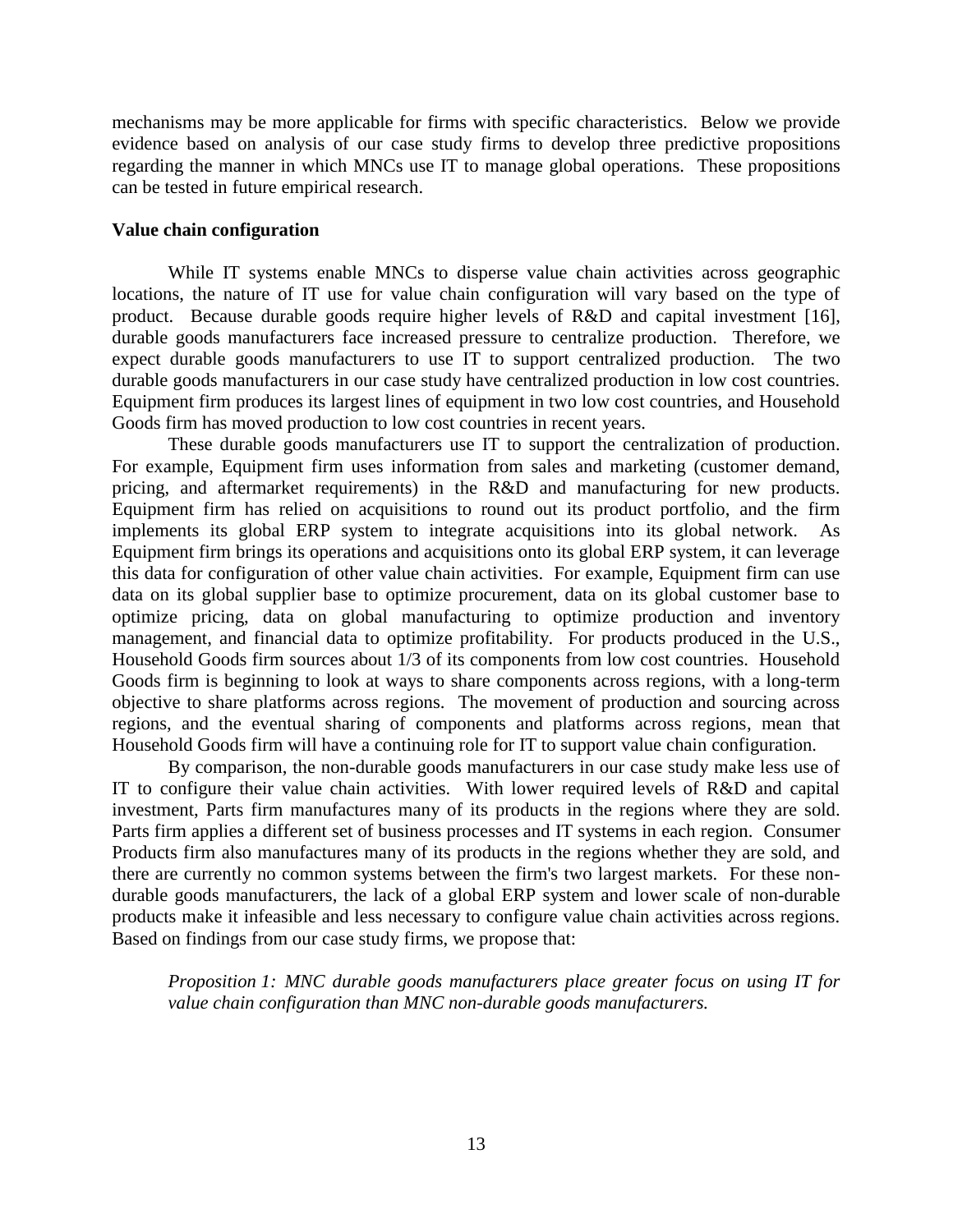mechanisms may be more applicable for firms with specific characteristics. Below we provide evidence based on analysis of our case study firms to develop three predictive propositions regarding the manner in which MNCs use IT to manage global operations. These propositions can be tested in future empirical research.

**Value chain configuration**

While IT systems enable MNCs to disperse value chain activities across geographic locations, the nature of IT use for value chain configuration will vary based on the type of product. Because durable goods require higher levels of R&D and capital investment [16], durable goods manufacturers face increased pressure to centralize production. Therefore, we expect durable goods manufacturers to use IT to support centralized production. The two durable goods manufacturers in our case study have centralized production in low cost countries. Equipment firm produces its largest lines of equipment in two low cost countries, and Household Goods firm has moved production to low cost countries in recent years.

These durable goods manufacturers use IT to support the centralization of production. For example, Equipment firm uses information from sales and marketing (customer demand, pricing, and aftermarket requirements) in the R&D and manufacturing for new products. Equipment firm has relied on acquisitions to round out its product portfolio, and the firm implements its global ERP system to integrate acquisitions into its global network. As Equipment firm brings its operations and acquisitions onto its global ERP system, it can leverage this data for configuration of other value chain activities. For example, Equipment firm can use data on its global supplier base to optimize procurement, data on its global customer base to optimize pricing, data on global manufacturing to optimize production and inventory management, and financial data to optimize profitability. For products produced in the U.S., Household Goods firm sources about 1/3 of its components from low cost countries. Household Goods firm is beginning to look at ways to share components across regions, with a long-term objective to share platforms across regions. The movement of production and sourcing across regions, and the eventual sharing of components and platforms across regions, mean that Household Goods firm will have a continuing role for IT to support value chain configuration.

By comparison, the non-durable goods manufacturers in our case study make less use of IT to configure their value chain activities. With lower required levels of R&D and capital investment, Parts firm manufactures many of its products in the regions where they are sold. Parts firm applies a different set of business processes and IT systems in each region. Consumer Products firm also manufactures many of its products in the regions whether they are sold, and there are currently no common systems between the firm's two largest markets. For these non-durable goods manufacturers, the lack of a global ERP system and lower scale of non-durable products make it infeasible and less necessary to configure value chain activities across regions. Based on findings from our case study firms, we propose that:

*Proposition 1: MNC durable goods manufacturers place greater focus on using IT for value chain configuration than MNC non-durable goods manufacturers.*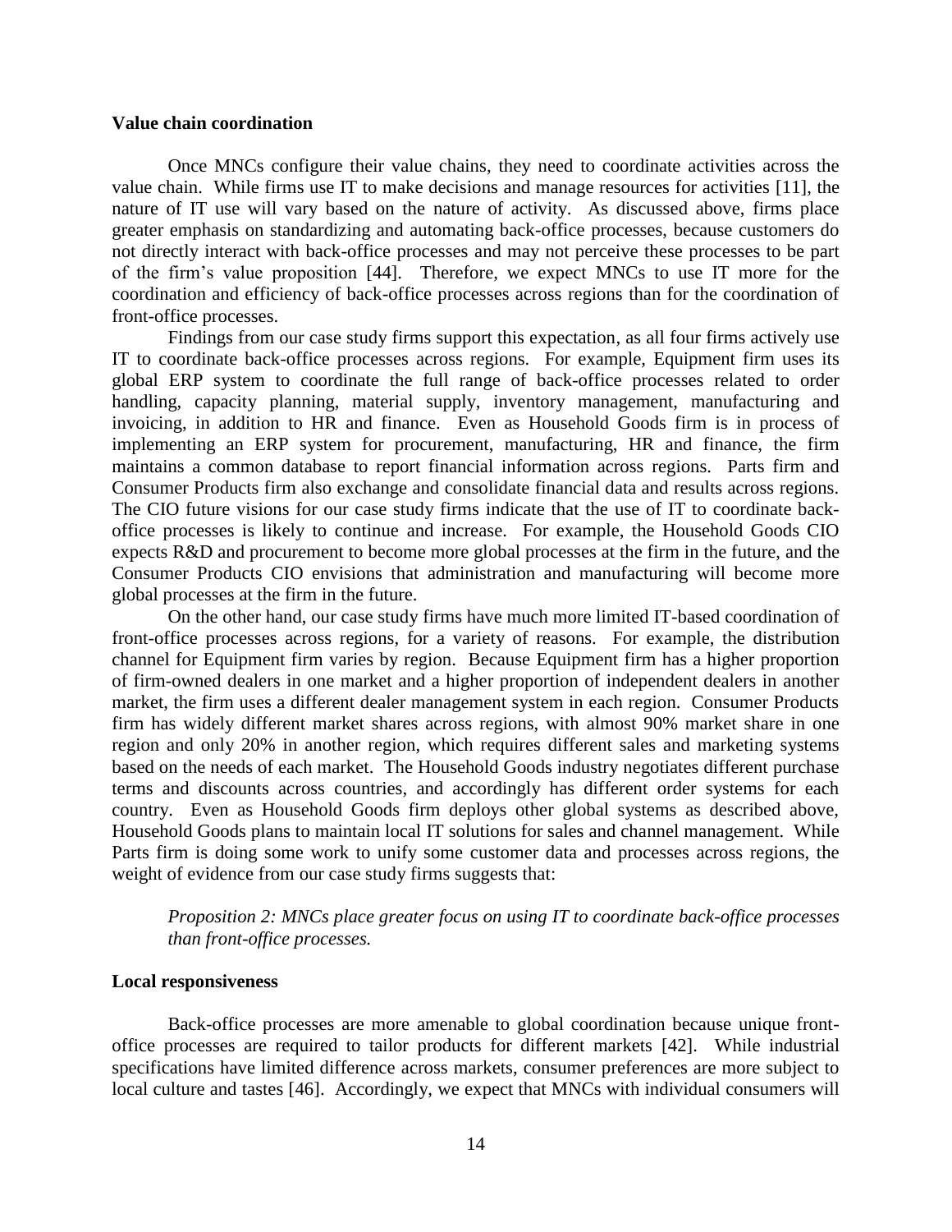### Value chain coordination

Once MNCs configure their value chains, they need to coordinate activities across the value chain. While firms use IT to make decisions and manage resources for activities [11], the nature of IT use will vary based on the nature of activity. As discussed above, firms place greater emphasis on standardizing and automating back-office processes, because customers do not directly interact with back-office processes and may not perceive these processes to be part of the firm's value proposition [44]. Therefore, we expect MNCs to use IT more for the coordination and efficiency of back-office processes across regions than for the coordination of front-office processes.

Findings from our case study firms support this expectation, as all four firms actively use IT to coordinate back-office processes across regions. For example, Equipment firm uses its global ERP system to coordinate the full range of back-office processes related to order handling, capacity planning, material supply, inventory management, manufacturing and invoicing, in addition to HR and finance. Even as Household Goods firm is in process of implementing an ERP system for procurement, manufacturing, HR and finance, the firm maintains a common database to report financial information across regions. Parts firm and Consumer Products firm also exchange and consolidate financial data and results across regions. The CIO future visions for our case study firms indicate that the use of IT to coordinate back-office processes is likely to continue and increase. For example, the Household Goods CIO expects R&D and procurement to become more global processes at the firm in the future, and the Consumer Products CIO envisions that administration and manufacturing will become more global processes at the firm in the future.

On the other hand, our case study firms have much more limited IT-based coordination of front-office processes across regions, for a variety of reasons. For example, the distribution channel for Equipment firm varies by region. Because Equipment firm has a higher proportion of firm-owned dealers in one market and a higher proportion of independent dealers in another market, the firm uses a different dealer management system in each region. Consumer Products firm has widely different market shares across regions, with almost 90% market share in one region and only 20% in another region, which requires different sales and marketing systems based on the needs of each market. The Household Goods industry negotiates different purchase terms and discounts across countries, and accordingly has different order systems for each country. Even as Household Goods firm deploys other global systems as described above, Household Goods plans to maintain local IT solutions for sales and channel management. While Parts firm is doing some work to unify some customer data and processes across regions, the weight of evidence from our case study firms suggests that:

*Proposition 2: MNCs place greater focus on using IT to coordinate back-office processes than front-office processes.*

### Local responsiveness

Back-office processes are more amenable to global coordination because unique front-office processes are required to tailor products for different markets [42]. While industrial specifications have limited difference across markets, consumer preferences are more subject to local culture and tastes [46]. Accordingly, we expect that MNCs with individual consumers will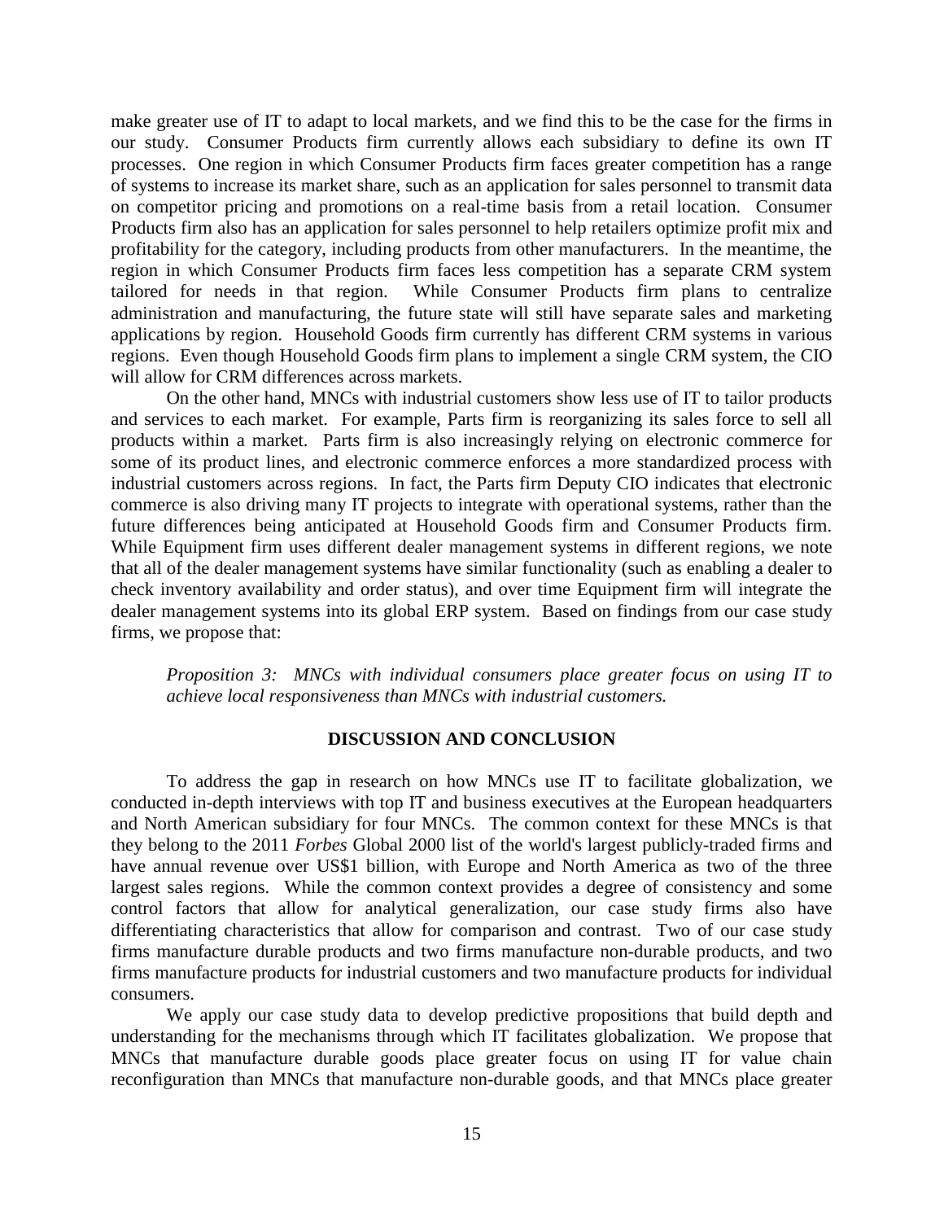make greater use of IT to adapt to local markets, and we find this to be the case for the firms in our study. Consumer Products firm currently allows each subsidiary to define its own IT processes. One region in which Consumer Products firm faces greater competition has a range of systems to increase its market share, such as an application for sales personnel to transmit data on competitor pricing and promotions on a real-time basis from a retail location. Consumer Products firm also has an application for sales personnel to help retailers optimize profit mix and profitability for the category, including products from other manufacturers. In the meantime, the region in which Consumer Products firm faces less competition has a separate CRM system tailored for needs in that region. While Consumer Products firm plans to centralize administration and manufacturing, the future state will still have separate sales and marketing applications by region. Household Goods firm currently has different CRM systems in various regions. Even though Household Goods firm plans to implement a single CRM system, the CIO will allow for CRM differences across markets.

On the other hand, MNCs with industrial customers show less use of IT to tailor products and services to each market. For example, Parts firm is reorganizing its sales force to sell all products within a market. Parts firm is also increasingly relying on electronic commerce for some of its product lines, and electronic commerce enforces a more standardized process with industrial customers across regions. In fact, the Parts firm Deputy CIO indicates that electronic commerce is also driving many IT projects to integrate with operational systems, rather than the future differences being anticipated at Household Goods firm and Consumer Products firm. While Equipment firm uses different dealer management systems in different regions, we note that all of the dealer management systems have similar functionality (such as enabling a dealer to check inventory availability and order status), and over time Equipment firm will integrate the dealer management systems into its global ERP system. Based on findings from our case study firms, we propose that:

*Proposition 3: MNCs with individual consumers place greater focus on using IT to achieve local responsiveness than MNCs with industrial customers.*

## DISCUSSION AND CONCLUSION

To address the gap in research on how MNCs use IT to facilitate globalization, we conducted in-depth interviews with top IT and business executives at the European headquarters and North American subsidiary for four MNCs. The common context for these MNCs is that they belong to the 2011 *Forbes* Global 2000 list of the world's largest publicly-traded firms and have annual revenue over US$1 billion, with Europe and North America as two of the three largest sales regions. While the common context provides a degree of consistency and some control factors that allow for analytical generalization, our case study firms also have differentiating characteristics that allow for comparison and contrast. Two of our case study firms manufacture durable products and two firms manufacture non-durable products, and two firms manufacture products for industrial customers and two manufacture products for individual consumers.

We apply our case study data to develop predictive propositions that build depth and understanding for the mechanisms through which IT facilitates globalization. We propose that MNCs that manufacture durable goods place greater focus on using IT for value chain reconfiguration than MNCs that manufacture non-durable goods, and that MNCs place greater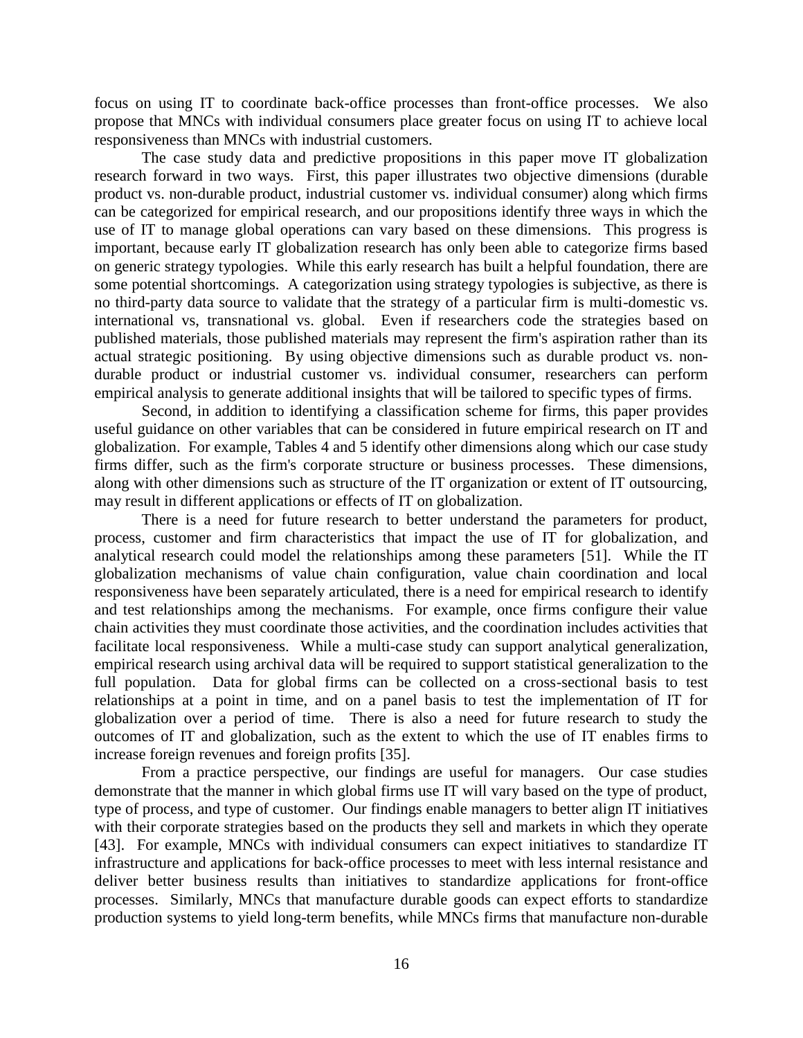focus on using IT to coordinate back-office processes than front-office processes. We also propose that MNCs with individual consumers place greater focus on using IT to achieve local responsiveness than MNCs with industrial customers.

The case study data and predictive propositions in this paper move IT globalization research forward in two ways. First, this paper illustrates two objective dimensions (durable product vs. non-durable product, industrial customer vs. individual consumer) along which firms can be categorized for empirical research, and our propositions identify three ways in which the use of IT to manage global operations can vary based on these dimensions. This progress is important, because early IT globalization research has only been able to categorize firms based on generic strategy typologies. While this early research has built a helpful foundation, there are some potential shortcomings. A categorization using strategy typologies is subjective, as there is no third-party data source to validate that the strategy of a particular firm is multi-domestic vs. international vs, transnational vs. global. Even if researchers code the strategies based on published materials, those published materials may represent the firm's aspiration rather than its actual strategic positioning. By using objective dimensions such as durable product vs. non-durable product or industrial customer vs. individual consumer, researchers can perform empirical analysis to generate additional insights that will be tailored to specific types of firms.

Second, in addition to identifying a classification scheme for firms, this paper provides useful guidance on other variables that can be considered in future empirical research on IT and globalization. For example, Tables 4 and 5 identify other dimensions along which our case study firms differ, such as the firm's corporate structure or business processes. These dimensions, along with other dimensions such as structure of the IT organization or extent of IT outsourcing, may result in different applications or effects of IT on globalization.

There is a need for future research to better understand the parameters for product, process, customer and firm characteristics that impact the use of IT for globalization, and analytical research could model the relationships among these parameters [51]. While the IT globalization mechanisms of value chain configuration, value chain coordination and local responsiveness have been separately articulated, there is a need for empirical research to identify and test relationships among the mechanisms. For example, once firms configure their value chain activities they must coordinate those activities, and the coordination includes activities that facilitate local responsiveness. While a multi-case study can support analytical generalization, empirical research using archival data will be required to support statistical generalization to the full population. Data for global firms can be collected on a cross-sectional basis to test relationships at a point in time, and on a panel basis to test the implementation of IT for globalization over a period of time. There is also a need for future research to study the outcomes of IT and globalization, such as the extent to which the use of IT enables firms to increase foreign revenues and foreign profits [35].

From a practice perspective, our findings are useful for managers. Our case studies demonstrate that the manner in which global firms use IT will vary based on the type of product, type of process, and type of customer. Our findings enable managers to better align IT initiatives with their corporate strategies based on the products they sell and markets in which they operate [43]. For example, MNCs with individual consumers can expect initiatives to standardize IT infrastructure and applications for back-office processes to meet with less internal resistance and deliver better business results than initiatives to standardize applications for front-office processes. Similarly, MNCs that manufacture durable goods can expect efforts to standardize production systems to yield long-term benefits, while MNCs firms that manufacture non-durable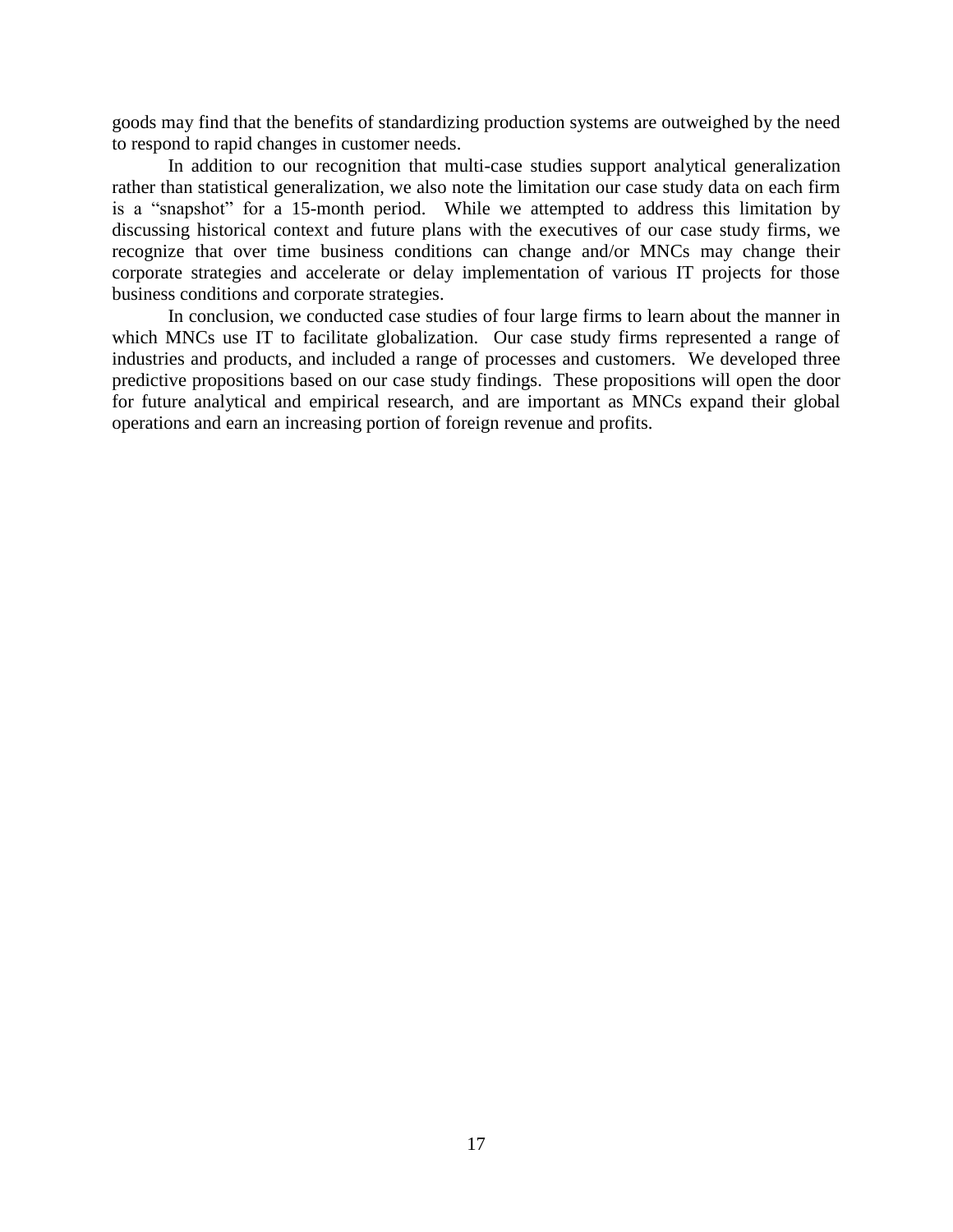goods may find that the benefits of standardizing production systems are outweighed by the need to respond to rapid changes in customer needs.

In addition to our recognition that multi-case studies support analytical generalization rather than statistical generalization, we also note the limitation our case study data on each firm is a "snapshot" for a 15-month period. While we attempted to address this limitation by discussing historical context and future plans with the executives of our case study firms, we recognize that over time business conditions can change and/or MNCs may change their corporate strategies and accelerate or delay implementation of various IT projects for those business conditions and corporate strategies.

In conclusion, we conducted case studies of four large firms to learn about the manner in which MNCs use IT to facilitate globalization. Our case study firms represented a range of industries and products, and included a range of processes and customers. We developed three predictive propositions based on our case study findings. These propositions will open the door for future analytical and empirical research, and are important as MNCs expand their global operations and earn an increasing portion of foreign revenue and profits.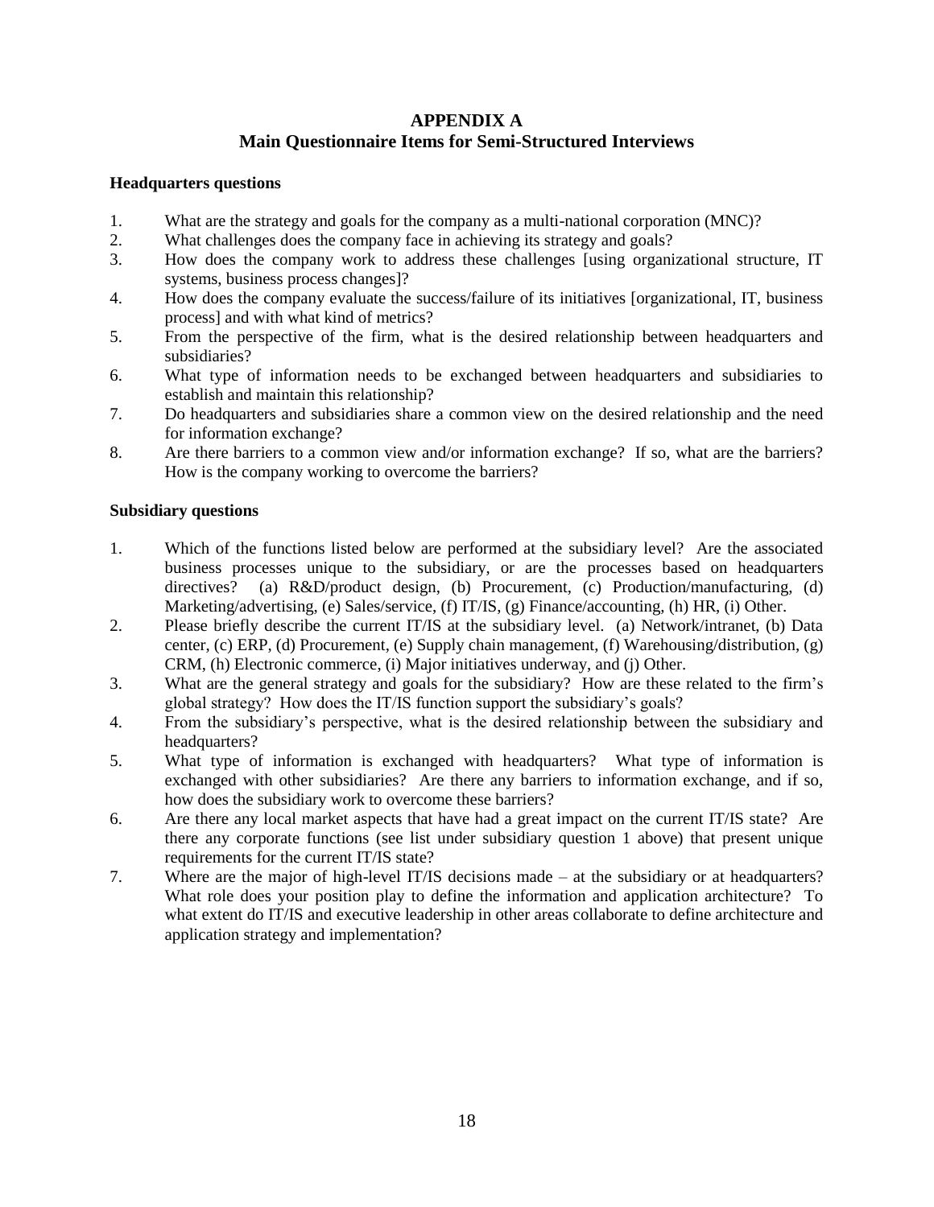# APPENDIX A
## Main Questionnaire Items for Semi-Structured Interviews

**Headquarters questions**

1. What are the strategy and goals for the company as a multi-national corporation (MNC)?
2. What challenges does the company face in achieving its strategy and goals?
3. How does the company work to address these challenges [using organizational structure, IT systems, business process changes]?
4. How does the company evaluate the success/failure of its initiatives [organizational, IT, business process] and with what kind of metrics?
5. From the perspective of the firm, what is the desired relationship between headquarters and subsidiaries?
6. What type of information needs to be exchanged between headquarters and subsidiaries to establish and maintain this relationship?
7. Do headquarters and subsidiaries share a common view on the desired relationship and the need for information exchange?
8. Are there barriers to a common view and/or information exchange? If so, what are the barriers? How is the company working to overcome the barriers?

**Subsidiary questions**

1. Which of the functions listed below are performed at the subsidiary level? Are the associated business processes unique to the subsidiary, or are the processes based on headquarters directives? (a) R&D/product design, (b) Procurement, (c) Production/manufacturing, (d) Marketing/advertising, (e) Sales/service, (f) IT/IS, (g) Finance/accounting, (h) HR, (i) Other.
2. Please briefly describe the current IT/IS at the subsidiary level. (a) Network/intranet, (b) Data center, (c) ERP, (d) Procurement, (e) Supply chain management, (f) Warehousing/distribution, (g) CRM, (h) Electronic commerce, (i) Major initiatives underway, and (j) Other.
3. What are the general strategy and goals for the subsidiary? How are these related to the firm's global strategy? How does the IT/IS function support the subsidiary's goals?
4. From the subsidiary's perspective, what is the desired relationship between the subsidiary and headquarters?
5. What type of information is exchanged with headquarters? What type of information is exchanged with other subsidiaries? Are there any barriers to information exchange, and if so, how does the subsidiary work to overcome these barriers?
6. Are there any local market aspects that have had a great impact on the current IT/IS state? Are there any corporate functions (see list under subsidiary question 1 above) that present unique requirements for the current IT/IS state?
7. Where are the major of high-level IT/IS decisions made – at the subsidiary or at headquarters? What role does your position play to define the information and application architecture? To what extent do IT/IS and executive leadership in other areas collaborate to define architecture and application strategy and implementation?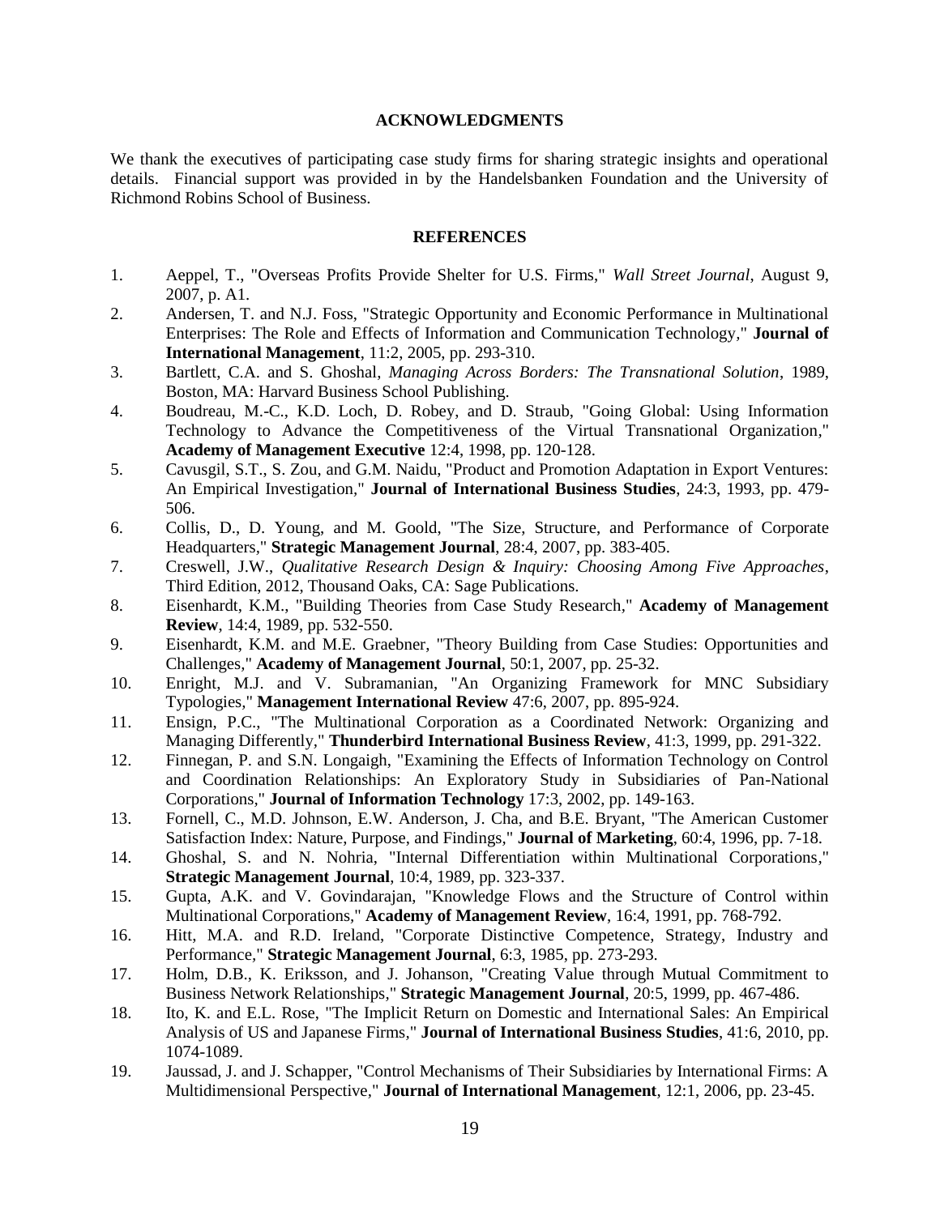## ACKNOWLEDGMENTS

We thank the executives of participating case study firms for sharing strategic insights and operational details. Financial support was provided in by the Handelsbanken Foundation and the University of Richmond Robins School of Business.

## REFERENCES

1. Aeppel, T., "Overseas Profits Provide Shelter for U.S. Firms," *Wall Street Journal*, August 9, 2007, p. A1.
2. Andersen, T. and N.J. Foss, "Strategic Opportunity and Economic Performance in Multinational Enterprises: The Role and Effects of Information and Communication Technology," **Journal of International Management**, 11:2, 2005, pp. 293-310.
3. Bartlett, C.A. and S. Ghoshal, *Managing Across Borders: The Transnational Solution*, 1989, Boston, MA: Harvard Business School Publishing.
4. Boudreau, M.-C., K.D. Loch, D. Robey, and D. Straub, "Going Global: Using Information Technology to Advance the Competitiveness of the Virtual Transnational Organization," **Academy of Management Executive** 12:4, 1998, pp. 120-128.
5. Cavusgil, S.T., S. Zou, and G.M. Naidu, "Product and Promotion Adaptation in Export Ventures: An Empirical Investigation," **Journal of International Business Studies**, 24:3, 1993, pp. 479-506.
6. Collis, D., D. Young, and M. Goold, "The Size, Structure, and Performance of Corporate Headquarters," **Strategic Management Journal**, 28:4, 2007, pp. 383-405.
7. Creswell, J.W., *Qualitative Research Design & Inquiry: Choosing Among Five Approaches*, Third Edition, 2012, Thousand Oaks, CA: Sage Publications.
8. Eisenhardt, K.M., "Building Theories from Case Study Research," **Academy of Management Review**, 14:4, 1989, pp. 532-550.
9. Eisenhardt, K.M. and M.E. Graebner, "Theory Building from Case Studies: Opportunities and Challenges," **Academy of Management Journal**, 50:1, 2007, pp. 25-32.
10. Enright, M.J. and V. Subramanian, "An Organizing Framework for MNC Subsidiary Typologies," **Management International Review** 47:6, 2007, pp. 895-924.
11. Ensign, P.C., "The Multinational Corporation as a Coordinated Network: Organizing and Managing Differently," **Thunderbird International Business Review**, 41:3, 1999, pp. 291-322.
12. Finnegan, P. and S.N. Longaigh, "Examining the Effects of Information Technology on Control and Coordination Relationships: An Exploratory Study in Subsidiaries of Pan-National Corporations," **Journal of Information Technology** 17:3, 2002, pp. 149-163.
13. Fornell, C., M.D. Johnson, E.W. Anderson, J. Cha, and B.E. Bryant, "The American Customer Satisfaction Index: Nature, Purpose, and Findings," **Journal of Marketing**, 60:4, 1996, pp. 7-18.
14. Ghoshal, S. and N. Nohria, "Internal Differentiation within Multinational Corporations," **Strategic Management Journal**, 10:4, 1989, pp. 323-337.
15. Gupta, A.K. and V. Govindarajan, "Knowledge Flows and the Structure of Control within Multinational Corporations," **Academy of Management Review**, 16:4, 1991, pp. 768-792.
16. Hitt, M.A. and R.D. Ireland, "Corporate Distinctive Competence, Strategy, Industry and Performance," **Strategic Management Journal**, 6:3, 1985, pp. 273-293.
17. Holm, D.B., K. Eriksson, and J. Johanson, "Creating Value through Mutual Commitment to Business Network Relationships," **Strategic Management Journal**, 20:5, 1999, pp. 467-486.
18. Ito, K. and E.L. Rose, "The Implicit Return on Domestic and International Sales: An Empirical Analysis of US and Japanese Firms," **Journal of International Business Studies**, 41:6, 2010, pp. 1074-1089.
19. Jaussad, J. and J. Schapper, "Control Mechanisms of Their Subsidiaries by International Firms: A Multidimensional Perspective," **Journal of International Management**, 12:1, 2006, pp. 23-45.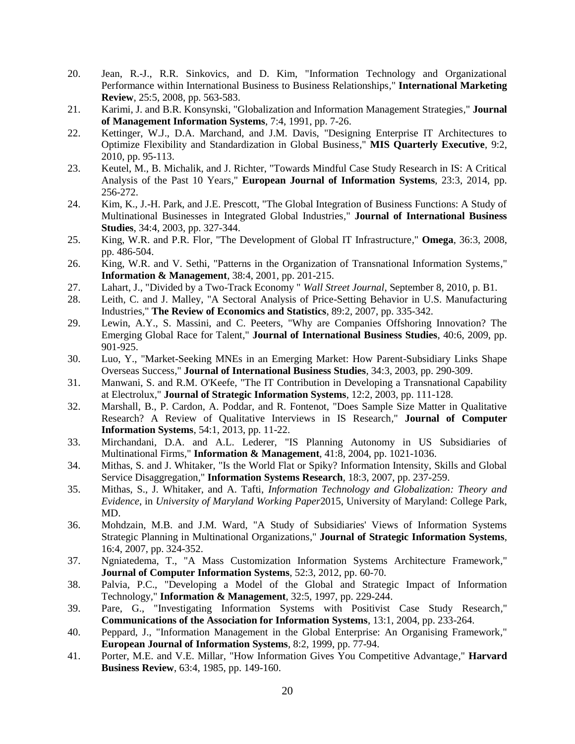20. Jean, R.-J., R.R. Sinkovics, and D. Kim, "Information Technology and Organizational Performance within International Business to Business Relationships," **International Marketing Review**, 25:5, 2008, pp. 563-583.
21. Karimi, J. and B.R. Konsynski, "Globalization and Information Management Strategies," **Journal of Management Information Systems**, 7:4, 1991, pp. 7-26.
22. Kettinger, W.J., D.A. Marchand, and J.M. Davis, "Designing Enterprise IT Architectures to Optimize Flexibility and Standardization in Global Business," **MIS Quarterly Executive**, 9:2, 2010, pp. 95-113.
23. Keutel, M., B. Michalik, and J. Richter, "Towards Mindful Case Study Research in IS: A Critical Analysis of the Past 10 Years," **European Journal of Information Systems**, 23:3, 2014, pp. 256-272.
24. Kim, K., J.-H. Park, and J.E. Prescott, "The Global Integration of Business Functions: A Study of Multinational Businesses in Integrated Global Industries," **Journal of International Business Studies**, 34:4, 2003, pp. 327-344.
25. King, W.R. and P.R. Flor, "The Development of Global IT Infrastructure," **Omega**, 36:3, 2008, pp. 486-504.
26. King, W.R. and V. Sethi, "Patterns in the Organization of Transnational Information Systems," **Information & Management**, 38:4, 2001, pp. 201-215.
27. Lahart, J., "Divided by a Two-Track Economy " *Wall Street Journal*, September 8, 2010, p. B1.
28. Leith, C. and J. Malley, "A Sectoral Analysis of Price-Setting Behavior in U.S. Manufacturing Industries," **The Review of Economics and Statistics**, 89:2, 2007, pp. 335-342.
29. Lewin, A.Y., S. Massini, and C. Peeters, "Why are Companies Offshoring Innovation? The Emerging Global Race for Talent," **Journal of International Business Studies**, 40:6, 2009, pp. 901-925.
30. Luo, Y., "Market-Seeking MNEs in an Emerging Market: How Parent-Subsidiary Links Shape Overseas Success," **Journal of International Business Studies**, 34:3, 2003, pp. 290-309.
31. Manwani, S. and R.M. O'Keefe, "The IT Contribution in Developing a Transnational Capability at Electrolux," **Journal of Strategic Information Systems**, 12:2, 2003, pp. 111-128.
32. Marshall, B., P. Cardon, A. Poddar, and R. Fontenot, "Does Sample Size Matter in Qualitative Research? A Review of Qualitative Interviews in IS Research," **Journal of Computer Information Systems**, 54:1, 2013, pp. 11-22.
33. Mirchandani, D.A. and A.L. Lederer, "IS Planning Autonomy in US Subsidiaries of Multinational Firms," **Information & Management**, 41:8, 2004, pp. 1021-1036.
34. Mithas, S. and J. Whitaker, "Is the World Flat or Spiky? Information Intensity, Skills and Global Service Disaggregation," **Information Systems Research**, 18:3, 2007, pp. 237-259.
35. Mithas, S., J. Whitaker, and A. Tafti, *Information Technology and Globalization: Theory and Evidence*, in *University of Maryland Working Paper*2015, University of Maryland: College Park, MD.
36. Mohdzain, M.B. and J.M. Ward, "A Study of Subsidiaries' Views of Information Systems Strategic Planning in Multinational Organizations," **Journal of Strategic Information Systems**, 16:4, 2007, pp. 324-352.
37. Ngniatedema, T., "A Mass Customization Information Systems Architecture Framework," **Journal of Computer Information Systems**, 52:3, 2012, pp. 60-70.
38. Palvia, P.C., "Developing a Model of the Global and Strategic Impact of Information Technology," **Information & Management**, 32:5, 1997, pp. 229-244.
39. Pare, G., "Investigating Information Systems with Positivist Case Study Research," **Communications of the Association for Information Systems**, 13:1, 2004, pp. 233-264.
40. Peppard, J., "Information Management in the Global Enterprise: An Organising Framework," **European Journal of Information Systems**, 8:2, 1999, pp. 77-94.
41. Porter, M.E. and V.E. Millar, "How Information Gives You Competitive Advantage," **Harvard Business Review**, 63:4, 1985, pp. 149-160.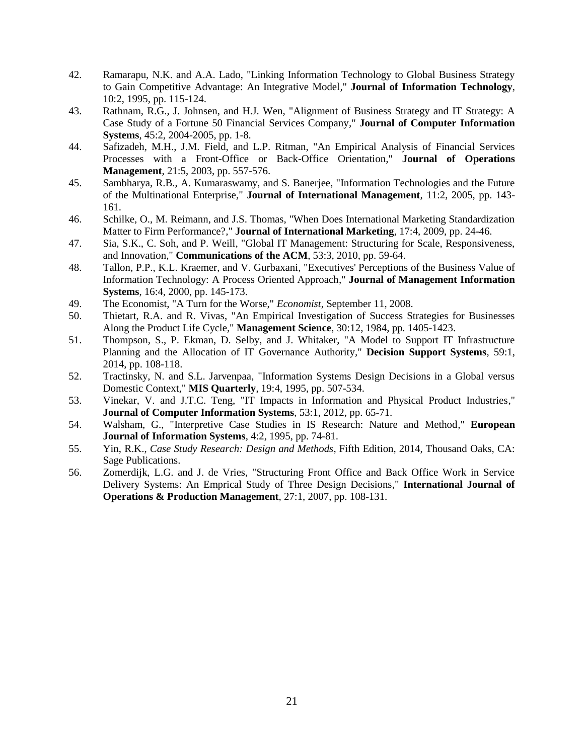42. Ramarapu, N.K. and A.A. Lado, "Linking Information Technology to Global Business Strategy to Gain Competitive Advantage: An Integrative Model," **Journal of Information Technology**, 10:2, 1995, pp. 115-124.
43. Rathnam, R.G., J. Johnsen, and H.J. Wen, "Alignment of Business Strategy and IT Strategy: A Case Study of a Fortune 50 Financial Services Company," **Journal of Computer Information Systems**, 45:2, 2004-2005, pp. 1-8.
44. Safizadeh, M.H., J.M. Field, and L.P. Ritman, "An Empirical Analysis of Financial Services Processes with a Front-Office or Back-Office Orientation," **Journal of Operations Management**, 21:5, 2003, pp. 557-576.
45. Sambharya, R.B., A. Kumaraswamy, and S. Banerjee, "Information Technologies and the Future of the Multinational Enterprise," **Journal of International Management**, 11:2, 2005, pp. 143-161.
46. Schilke, O., M. Reimann, and J.S. Thomas, "When Does International Marketing Standardization Matter to Firm Performance?," **Journal of International Marketing**, 17:4, 2009, pp. 24-46.
47. Sia, S.K., C. Soh, and P. Weill, "Global IT Management: Structuring for Scale, Responsiveness, and Innovation," **Communications of the ACM**, 53:3, 2010, pp. 59-64.
48. Tallon, P.P., K.L. Kraemer, and V. Gurbaxani, "Executives' Perceptions of the Business Value of Information Technology: A Process Oriented Approach," **Journal of Management Information Systems**, 16:4, 2000, pp. 145-173.
49. The Economist, "A Turn for the Worse," *Economist*, September 11, 2008.
50. Thietart, R.A. and R. Vivas, "An Empirical Investigation of Success Strategies for Businesses Along the Product Life Cycle," **Management Science**, 30:12, 1984, pp. 1405-1423.
51. Thompson, S., P. Ekman, D. Selby, and J. Whitaker, "A Model to Support IT Infrastructure Planning and the Allocation of IT Governance Authority," **Decision Support Systems**, 59:1, 2014, pp. 108-118.
52. Tractinsky, N. and S.L. Jarvenpaa, "Information Systems Design Decisions in a Global versus Domestic Context," **MIS Quarterly**, 19:4, 1995, pp. 507-534.
53. Vinekar, V. and J.T.C. Teng, "IT Impacts in Information and Physical Product Industries," **Journal of Computer Information Systems**, 53:1, 2012, pp. 65-71.
54. Walsham, G., "Interpretive Case Studies in IS Research: Nature and Method," **European Journal of Information Systems**, 4:2, 1995, pp. 74-81.
55. Yin, R.K., *Case Study Research: Design and Methods*, Fifth Edition, 2014, Thousand Oaks, CA: Sage Publications.
56. Zomerdijk, L.G. and J. de Vries, "Structuring Front Office and Back Office Work in Service Delivery Systems: An Emprical Study of Three Design Decisions," **International Journal of Operations & Production Management**, 27:1, 2007, pp. 108-131.